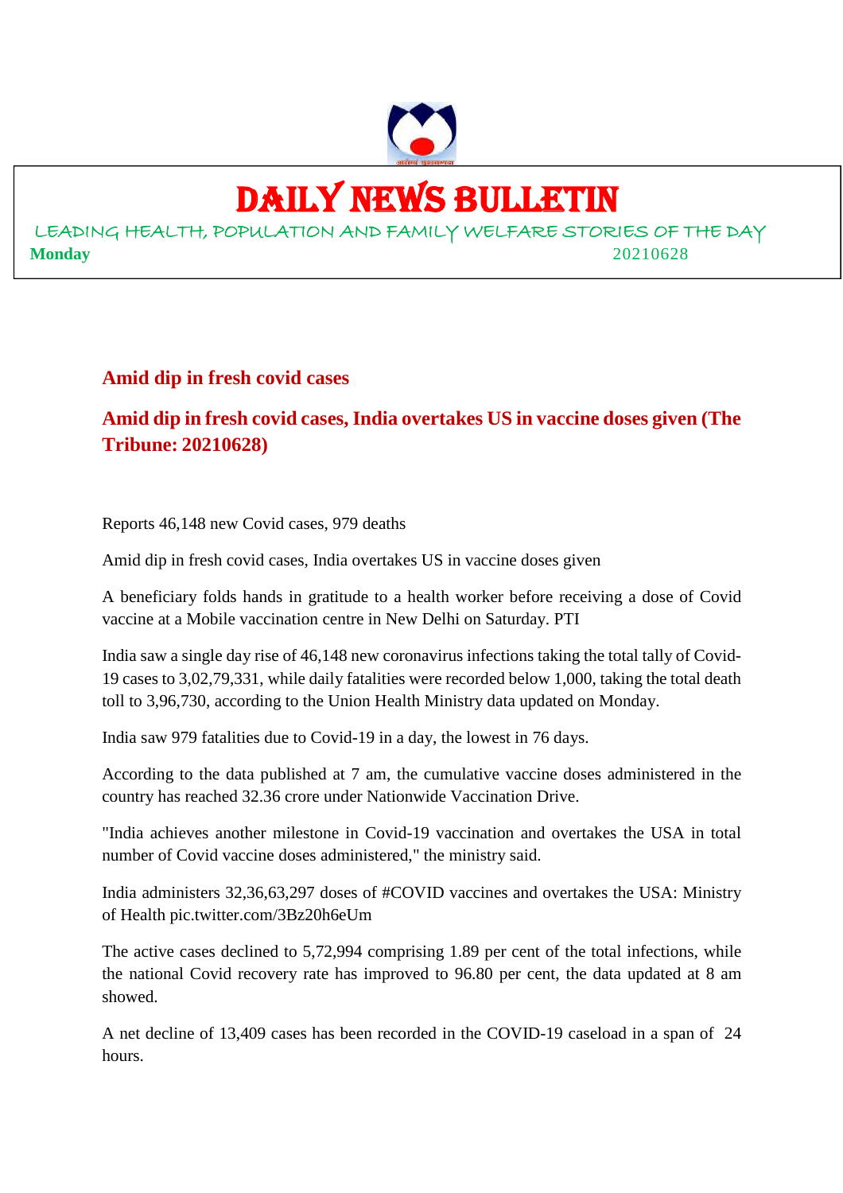# DAILY NEWS BULLETIN

LEADING HEALTH, POPULATION AND FAMILY WELFARE STORIES OF THE DAY

**Monday** 20210628

## Amid dip in fresh covid cases

## Amid dip in fresh covid cases, India overtakes US in vaccine doses given (The Tribune: 20210628)

Reports 46,148 new Covid cases, 979 deaths

Amid dip in fresh covid cases, India overtakes US in vaccine doses given

A beneficiary folds hands in gratitude to a health worker before receiving a dose of Covid vaccine at a Mobile vaccination centre in New Delhi on Saturday. PTI

India saw a single day rise of 46,148 new coronavirus infections taking the total tally of Covid-19 cases to 3,02,79,331, while daily fatalities were recorded below 1,000, taking the total death toll to 3,96,730, according to the Union Health Ministry data updated on Monday.

India saw 979 fatalities due to Covid-19 in a day, the lowest in 76 days.

According to the data published at 7 am, the cumulative vaccine doses administered in the country has reached 32.36 crore under Nationwide Vaccination Drive.

"India achieves another milestone in Covid-19 vaccination and overtakes the USA in total number of Covid vaccine doses administered," the ministry said.

India administers 32,36,63,297 doses of #COVID vaccines and overtakes the USA: Ministry of Health pic.twitter.com/3Bz20h6eUm

The active cases declined to 5,72,994 comprising 1.89 per cent of the total infections, while the national Covid recovery rate has improved to 96.80 per cent, the data updated at 8 am showed.

A net decline of 13,409 cases has been recorded in the COVID-19 caseload in a span of 24 hours.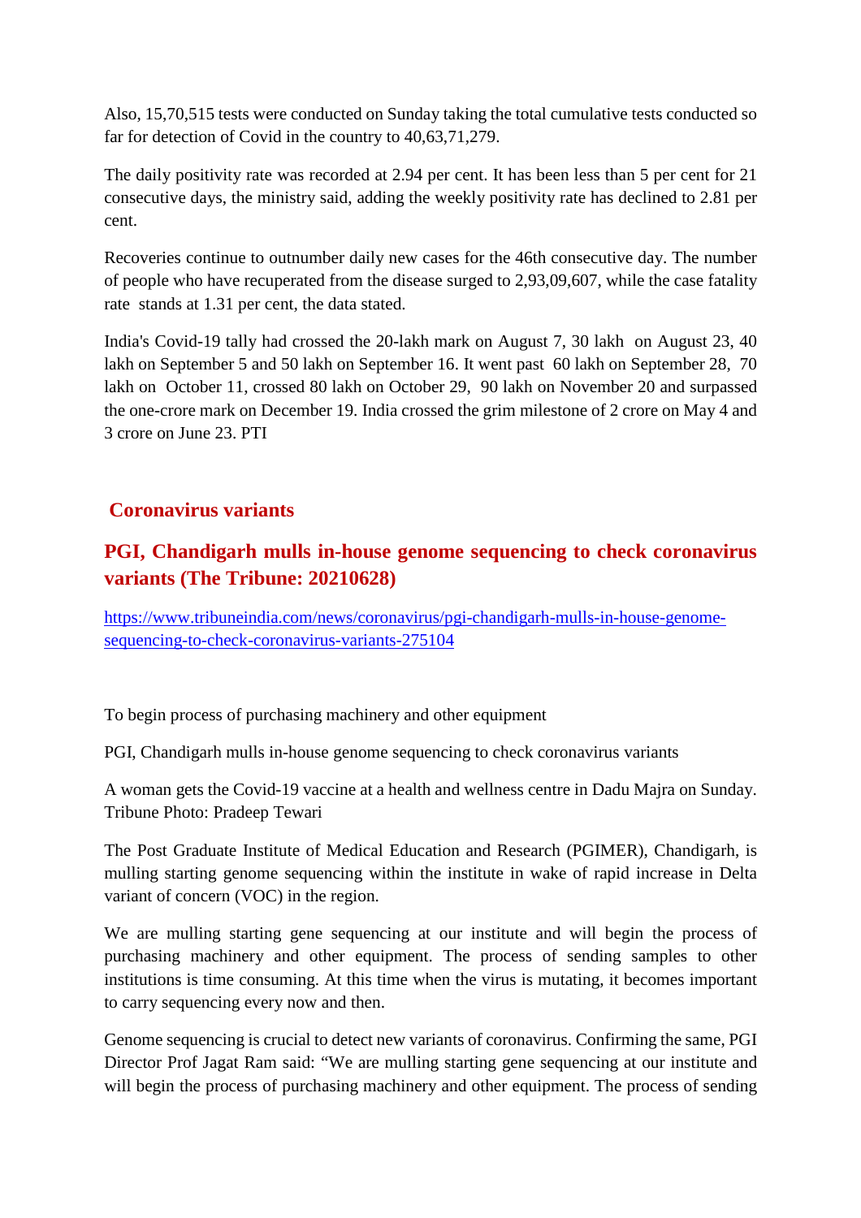Also, 15,70,515 tests were conducted on Sunday taking the total cumulative tests conducted so far for detection of Covid in the country to 40,63,71,279.

The daily positivity rate was recorded at 2.94 per cent. It has been less than 5 per cent for 21 consecutive days, the ministry said, adding the weekly positivity rate has declined to 2.81 per cent.

Recoveries continue to outnumber daily new cases for the 46th consecutive day. The number of people who have recuperated from the disease surged to 2,93,09,607, while the case fatality rate stands at 1.31 per cent, the data stated.

India's Covid-19 tally had crossed the 20-lakh mark on August 7, 30 lakh on August 23, 40 lakh on September 5 and 50 lakh on September 16. It went past 60 lakh on September 28, 70 lakh on October 11, crossed 80 lakh on October 29, 90 lakh on November 20 and surpassed the one-crore mark on December 19. India crossed the grim milestone of 2 crore on May 4 and 3 crore on June 23. PTI

## Coronavirus variants

## PGI, Chandigarh mulls in-house genome sequencing to check coronavirus variants (The Tribune: 20210628)

https://www.tribuneindia.com/news/coronavirus/pgi-chandigarh-mulls-in-house-genome-sequencing-to-check-coronavirus-variants-275104

To begin process of purchasing machinery and other equipment

PGI, Chandigarh mulls in-house genome sequencing to check coronavirus variants

A woman gets the Covid-19 vaccine at a health and wellness centre in Dadu Majra on Sunday. Tribune Photo: Pradeep Tewari

The Post Graduate Institute of Medical Education and Research (PGIMER), Chandigarh, is mulling starting genome sequencing within the institute in wake of rapid increase in Delta variant of concern (VOC) in the region.

We are mulling starting gene sequencing at our institute and will begin the process of purchasing machinery and other equipment. The process of sending samples to other institutions is time consuming. At this time when the virus is mutating, it becomes important to carry sequencing every now and then.

Genome sequencing is crucial to detect new variants of coronavirus. Confirming the same, PGI Director Prof Jagat Ram said: "We are mulling starting gene sequencing at our institute and will begin the process of purchasing machinery and other equipment. The process of sending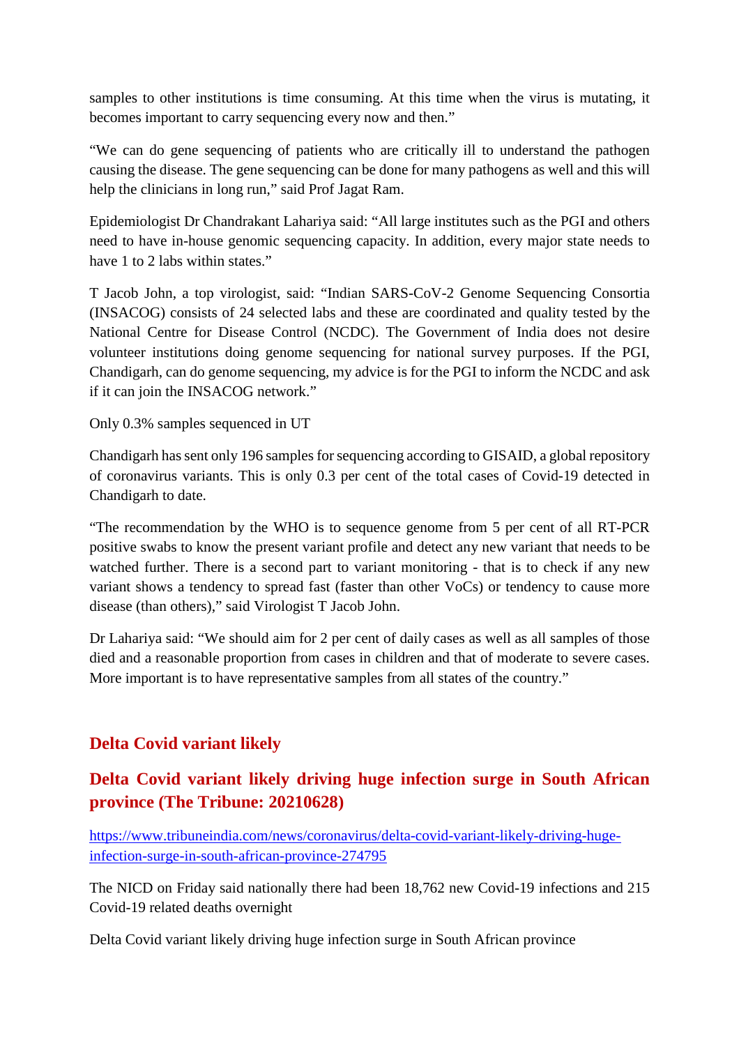samples to other institutions is time consuming. At this time when the virus is mutating, it becomes important to carry sequencing every now and then."

"We can do gene sequencing of patients who are critically ill to understand the pathogen causing the disease. The gene sequencing can be done for many pathogens as well and this will help the clinicians in long run," said Prof Jagat Ram.

Epidemiologist Dr Chandrakant Lahariya said: "All large institutes such as the PGI and others need to have in-house genomic sequencing capacity. In addition, every major state needs to have 1 to 2 labs within states."

T Jacob John, a top virologist, said: "Indian SARS-CoV-2 Genome Sequencing Consortia (INSACOG) consists of 24 selected labs and these are coordinated and quality tested by the National Centre for Disease Control (NCDC). The Government of India does not desire volunteer institutions doing genome sequencing for national survey purposes. If the PGI, Chandigarh, can do genome sequencing, my advice is for the PGI to inform the NCDC and ask if it can join the INSACOG network."

Only 0.3% samples sequenced in UT

Chandigarh has sent only 196 samples for sequencing according to GISAID, a global repository of coronavirus variants. This is only 0.3 per cent of the total cases of Covid-19 detected in Chandigarh to date.

"The recommendation by the WHO is to sequence genome from 5 per cent of all RT-PCR positive swabs to know the present variant profile and detect any new variant that needs to be watched further. There is a second part to variant monitoring - that is to check if any new variant shows a tendency to spread fast (faster than other VoCs) or tendency to cause more disease (than others)," said Virologist T Jacob John.

Dr Lahariya said: "We should aim for 2 per cent of daily cases as well as all samples of those died and a reasonable proportion from cases in children and that of moderate to severe cases. More important is to have representative samples from all states of the country."

## Delta Covid variant likely

## Delta Covid variant likely driving huge infection surge in South African province (The Tribune: 20210628)

https://www.tribuneindia.com/news/coronavirus/delta-covid-variant-likely-driving-huge-infection-surge-in-south-african-province-274795

The NICD on Friday said nationally there had been 18,762 new Covid-19 infections and 215 Covid-19 related deaths overnight

Delta Covid variant likely driving huge infection surge in South African province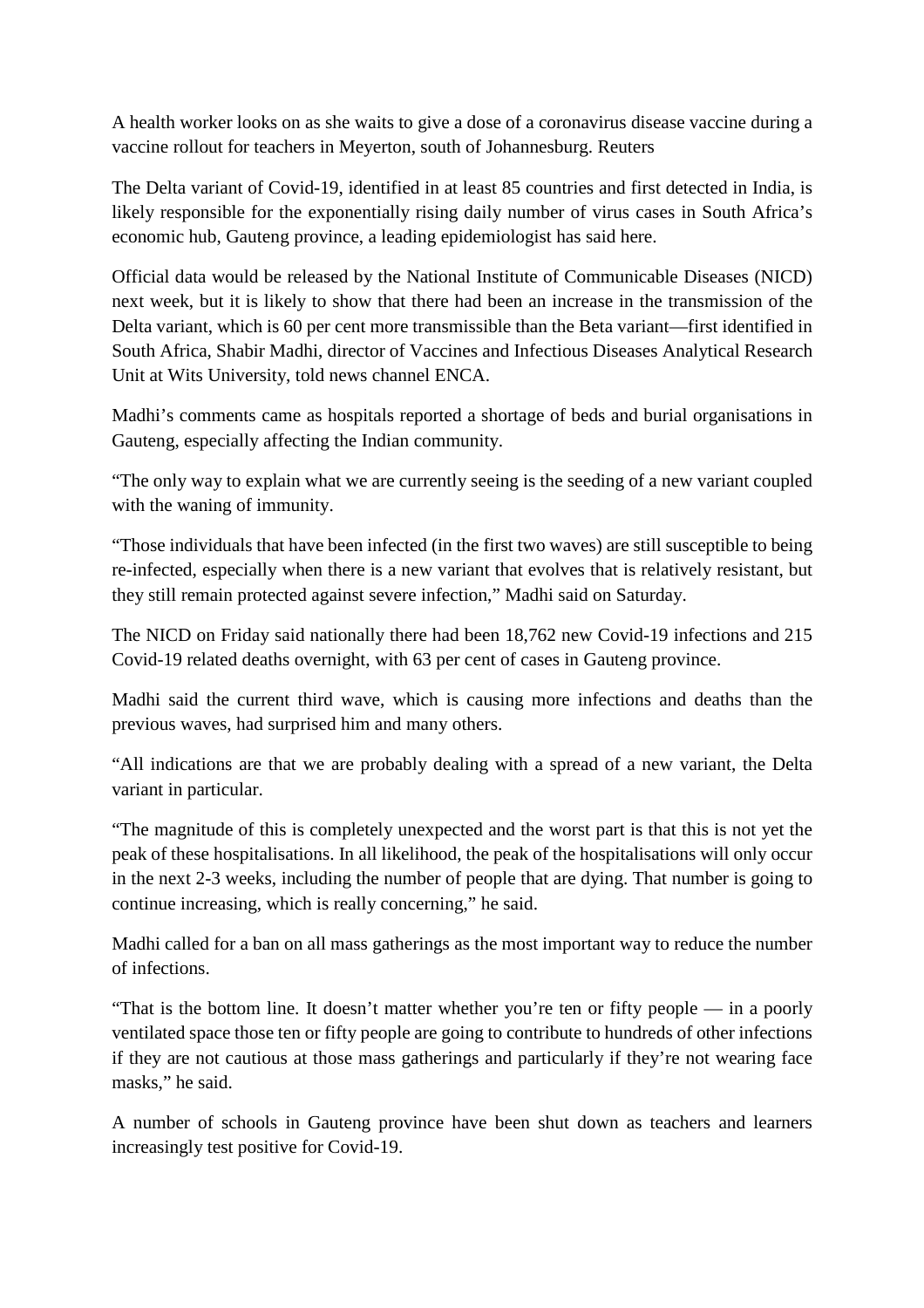A health worker looks on as she waits to give a dose of a coronavirus disease vaccine during a vaccine rollout for teachers in Meyerton, south of Johannesburg. Reuters

The Delta variant of Covid-19, identified in at least 85 countries and first detected in India, is likely responsible for the exponentially rising daily number of virus cases in South Africa's economic hub, Gauteng province, a leading epidemiologist has said here.

Official data would be released by the National Institute of Communicable Diseases (NICD) next week, but it is likely to show that there had been an increase in the transmission of the Delta variant, which is 60 per cent more transmissible than the Beta variant—first identified in South Africa, Shabir Madhi, director of Vaccines and Infectious Diseases Analytical Research Unit at Wits University, told news channel ENCA.

Madhi's comments came as hospitals reported a shortage of beds and burial organisations in Gauteng, especially affecting the Indian community.

"The only way to explain what we are currently seeing is the seeding of a new variant coupled with the waning of immunity.

"Those individuals that have been infected (in the first two waves) are still susceptible to being re-infected, especially when there is a new variant that evolves that is relatively resistant, but they still remain protected against severe infection," Madhi said on Saturday.

The NICD on Friday said nationally there had been 18,762 new Covid-19 infections and 215 Covid-19 related deaths overnight, with 63 per cent of cases in Gauteng province.

Madhi said the current third wave, which is causing more infections and deaths than the previous waves, had surprised him and many others.

"All indications are that we are probably dealing with a spread of a new variant, the Delta variant in particular.

"The magnitude of this is completely unexpected and the worst part is that this is not yet the peak of these hospitalisations. In all likelihood, the peak of the hospitalisations will only occur in the next 2-3 weeks, including the number of people that are dying. That number is going to continue increasing, which is really concerning," he said.

Madhi called for a ban on all mass gatherings as the most important way to reduce the number of infections.

"That is the bottom line. It doesn't matter whether you're ten or fifty people — in a poorly ventilated space those ten or fifty people are going to contribute to hundreds of other infections if they are not cautious at those mass gatherings and particularly if they're not wearing face masks," he said.

A number of schools in Gauteng province have been shut down as teachers and learners increasingly test positive for Covid-19.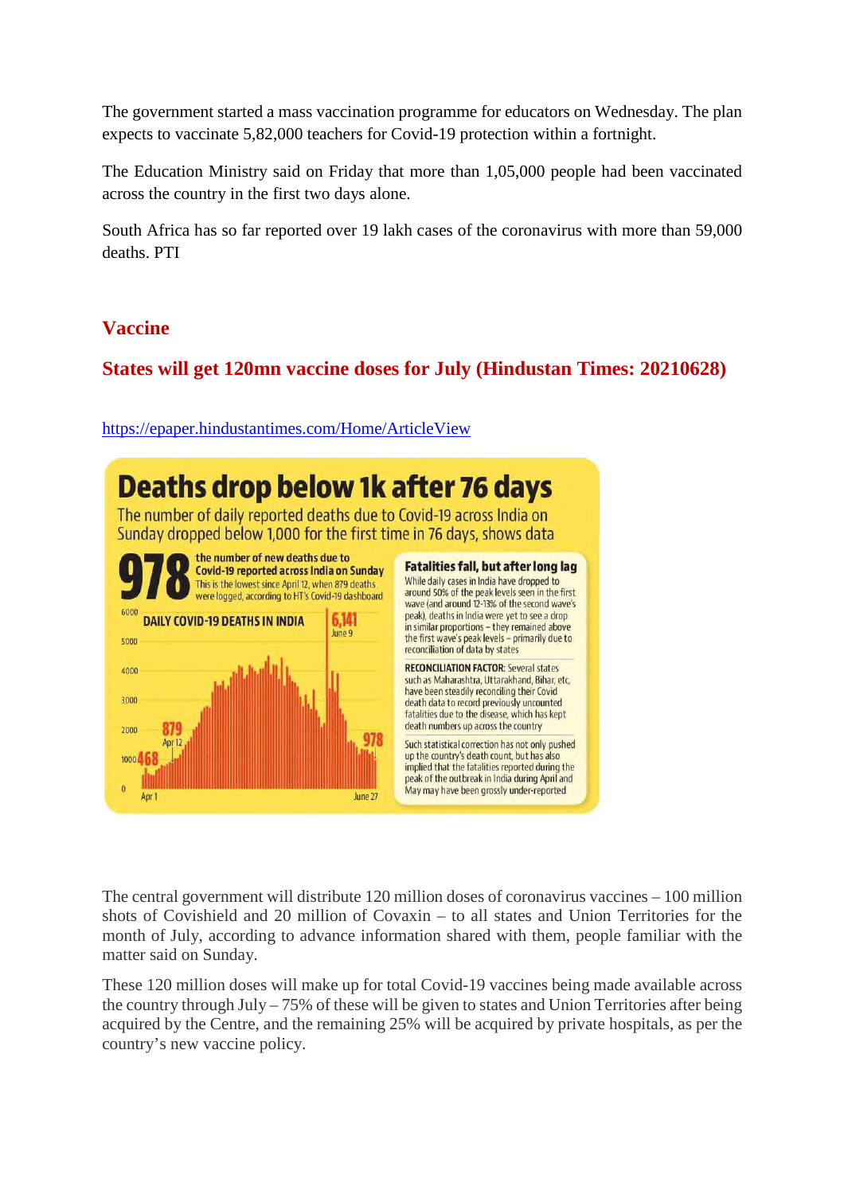The government started a mass vaccination programme for educators on Wednesday. The plan expects to vaccinate 5,82,000 teachers for Covid-19 protection within a fortnight.

The Education Ministry said on Friday that more than 1,05,000 people had been vaccinated across the country in the first two days alone.

South Africa has so far reported over 19 lakh cases of the coronavirus with more than 59,000 deaths. PTI

## Vaccine

### States will get 120mn vaccine doses for July (Hindustan Times: 20210628)

https://epaper.hindustantimes.com/Home/ArticleView

**Deaths drop below 1k after 76 days**

The number of daily reported deaths due to Covid-19 across India on Sunday dropped below 1,000 for the first time in 76 days, shows data

**978** the number of new deaths due to Covid-19 reported across India on Sunday. This is the lowest since April 12, when 879 deaths were logged, according to HT's Covid-19 dashboard

DAILY COVID-19 DEATHS IN INDIA

6,141 June 9; 879 Apr 12; 468 Apr 1; 978 June 27

**Fatalities fall, but after long lag**

While daily cases in India have dropped to around 50% of the peak levels seen in the first wave (and around 12-13% of the second wave's peak), deaths in India were yet to see a drop in similar proportions – they remained above the first wave's peak levels – primarily due to reconciliation of data by states

**RECONCILIATION FACTOR:** Several states such as Maharashtra, Uttarakhand, Bihar, etc, have been steadily reconciling their Covid death data to record previously uncounted fatalities due to the disease, which has kept death numbers up across the country

Such statistical correction has not only pushed up the country's death count, but has also implied that the fatalities reported during the peak of the outbreak in India during April and May may have been grossly under-reported

The central government will distribute 120 million doses of coronavirus vaccines – 100 million shots of Covishield and 20 million of Covaxin – to all states and Union Territories for the month of July, according to advance information shared with them, people familiar with the matter said on Sunday.

These 120 million doses will make up for total Covid-19 vaccines being made available across the country through July – 75% of these will be given to states and Union Territories after being acquired by the Centre, and the remaining 25% will be acquired by private hospitals, as per the country's new vaccine policy.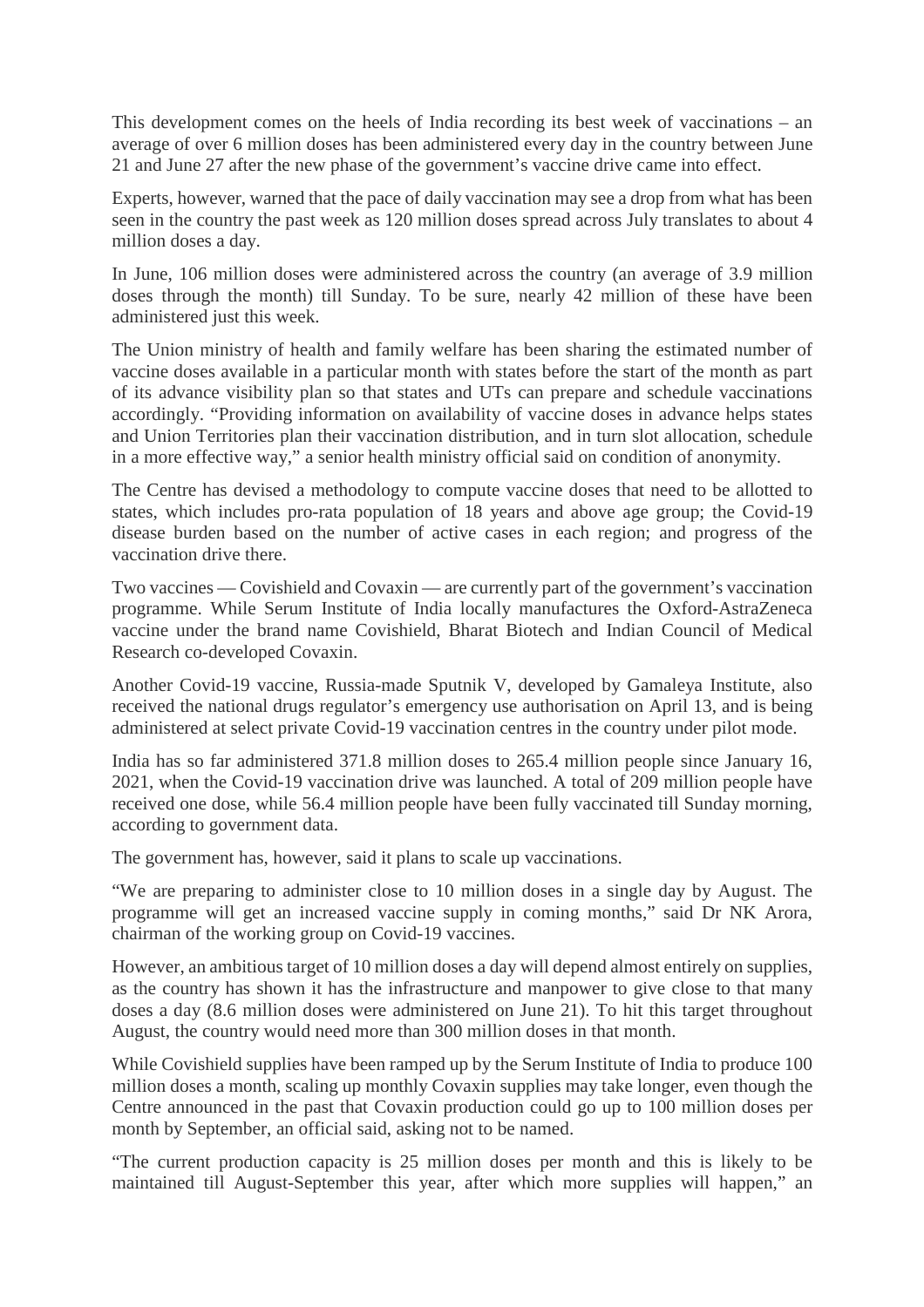This development comes on the heels of India recording its best week of vaccinations – an average of over 6 million doses has been administered every day in the country between June 21 and June 27 after the new phase of the government's vaccine drive came into effect.

Experts, however, warned that the pace of daily vaccination may see a drop from what has been seen in the country the past week as 120 million doses spread across July translates to about 4 million doses a day.

In June, 106 million doses were administered across the country (an average of 3.9 million doses through the month) till Sunday. To be sure, nearly 42 million of these have been administered just this week.

The Union ministry of health and family welfare has been sharing the estimated number of vaccine doses available in a particular month with states before the start of the month as part of its advance visibility plan so that states and UTs can prepare and schedule vaccinations accordingly. "Providing information on availability of vaccine doses in advance helps states and Union Territories plan their vaccination distribution, and in turn slot allocation, schedule in a more effective way," a senior health ministry official said on condition of anonymity.

The Centre has devised a methodology to compute vaccine doses that need to be allotted to states, which includes pro-rata population of 18 years and above age group; the Covid-19 disease burden based on the number of active cases in each region; and progress of the vaccination drive there.

Two vaccines — Covishield and Covaxin — are currently part of the government's vaccination programme. While Serum Institute of India locally manufactures the Oxford-AstraZeneca vaccine under the brand name Covishield, Bharat Biotech and Indian Council of Medical Research co-developed Covaxin.

Another Covid-19 vaccine, Russia-made Sputnik V, developed by Gamaleya Institute, also received the national drugs regulator's emergency use authorisation on April 13, and is being administered at select private Covid-19 vaccination centres in the country under pilot mode.

India has so far administered 371.8 million doses to 265.4 million people since January 16, 2021, when the Covid-19 vaccination drive was launched. A total of 209 million people have received one dose, while 56.4 million people have been fully vaccinated till Sunday morning, according to government data.

The government has, however, said it plans to scale up vaccinations.

"We are preparing to administer close to 10 million doses in a single day by August. The programme will get an increased vaccine supply in coming months," said Dr NK Arora, chairman of the working group on Covid-19 vaccines.

However, an ambitious target of 10 million doses a day will depend almost entirely on supplies, as the country has shown it has the infrastructure and manpower to give close to that many doses a day (8.6 million doses were administered on June 21). To hit this target throughout August, the country would need more than 300 million doses in that month.

While Covishield supplies have been ramped up by the Serum Institute of India to produce 100 million doses a month, scaling up monthly Covaxin supplies may take longer, even though the Centre announced in the past that Covaxin production could go up to 100 million doses per month by September, an official said, asking not to be named.

"The current production capacity is 25 million doses per month and this is likely to be maintained till August-September this year, after which more supplies will happen," an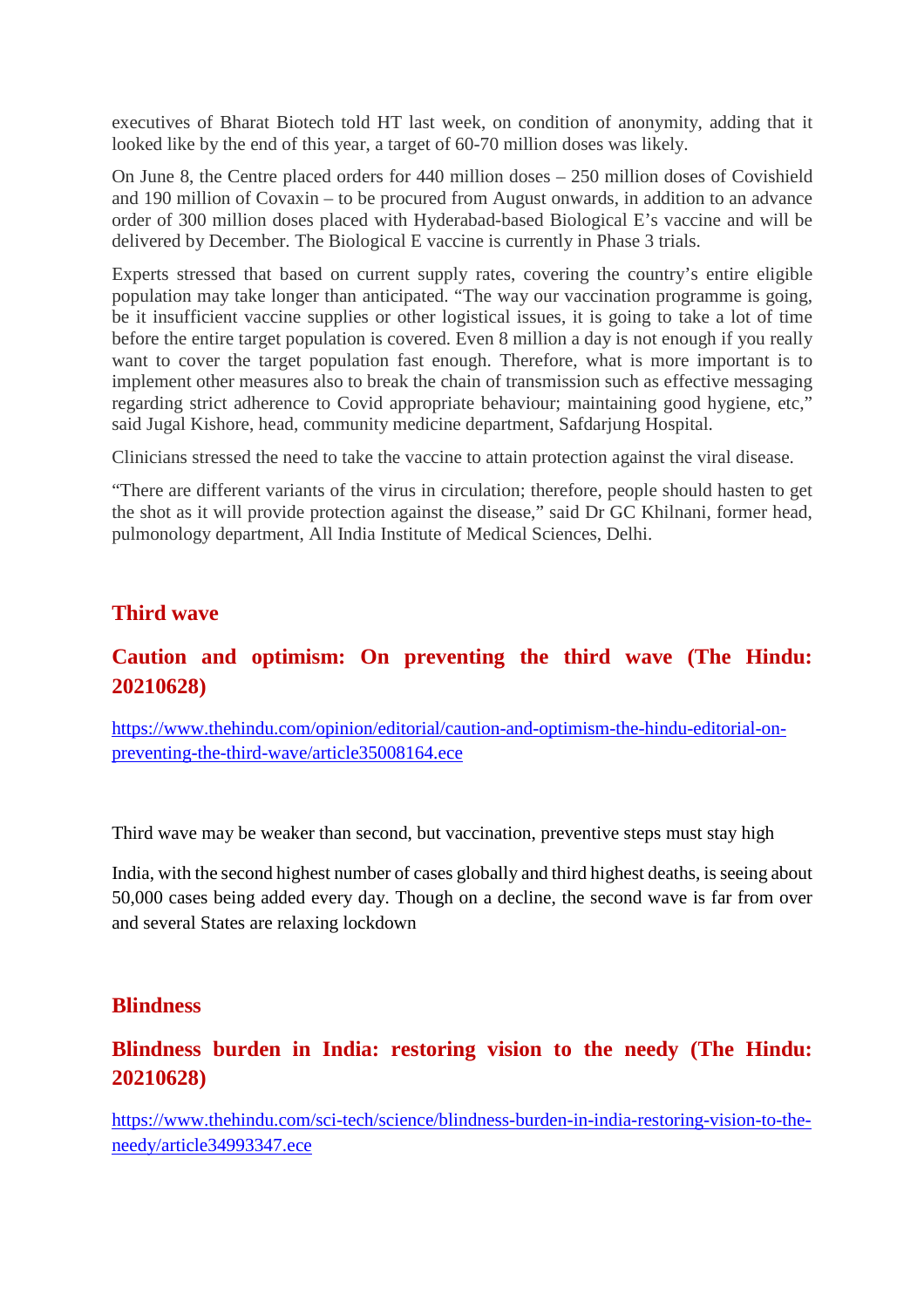executives of Bharat Biotech told HT last week, on condition of anonymity, adding that it looked like by the end of this year, a target of 60-70 million doses was likely.

On June 8, the Centre placed orders for 440 million doses – 250 million doses of Covishield and 190 million of Covaxin – to be procured from August onwards, in addition to an advance order of 300 million doses placed with Hyderabad-based Biological E's vaccine and will be delivered by December. The Biological E vaccine is currently in Phase 3 trials.

Experts stressed that based on current supply rates, covering the country's entire eligible population may take longer than anticipated. "The way our vaccination programme is going, be it insufficient vaccine supplies or other logistical issues, it is going to take a lot of time before the entire target population is covered. Even 8 million a day is not enough if you really want to cover the target population fast enough. Therefore, what is more important is to implement other measures also to break the chain of transmission such as effective messaging regarding strict adherence to Covid appropriate behaviour; maintaining good hygiene, etc," said Jugal Kishore, head, community medicine department, Safdarjung Hospital.

Clinicians stressed the need to take the vaccine to attain protection against the viral disease.

"There are different variants of the virus in circulation; therefore, people should hasten to get the shot as it will provide protection against the disease," said Dr GC Khilnani, former head, pulmonology department, All India Institute of Medical Sciences, Delhi.

## Third wave

## Caution and optimism: On preventing the third wave (The Hindu: 20210628)

https://www.thehindu.com/opinion/editorial/caution-and-optimism-the-hindu-editorial-on-preventing-the-third-wave/article35008164.ece

Third wave may be weaker than second, but vaccination, preventive steps must stay high

India, with the second highest number of cases globally and third highest deaths, is seeing about 50,000 cases being added every day. Though on a decline, the second wave is far from over and several States are relaxing lockdown

## Blindness

## Blindness burden in India: restoring vision to the needy (The Hindu: 20210628)

https://www.thehindu.com/sci-tech/science/blindness-burden-in-india-restoring-vision-to-the-needy/article34993347.ece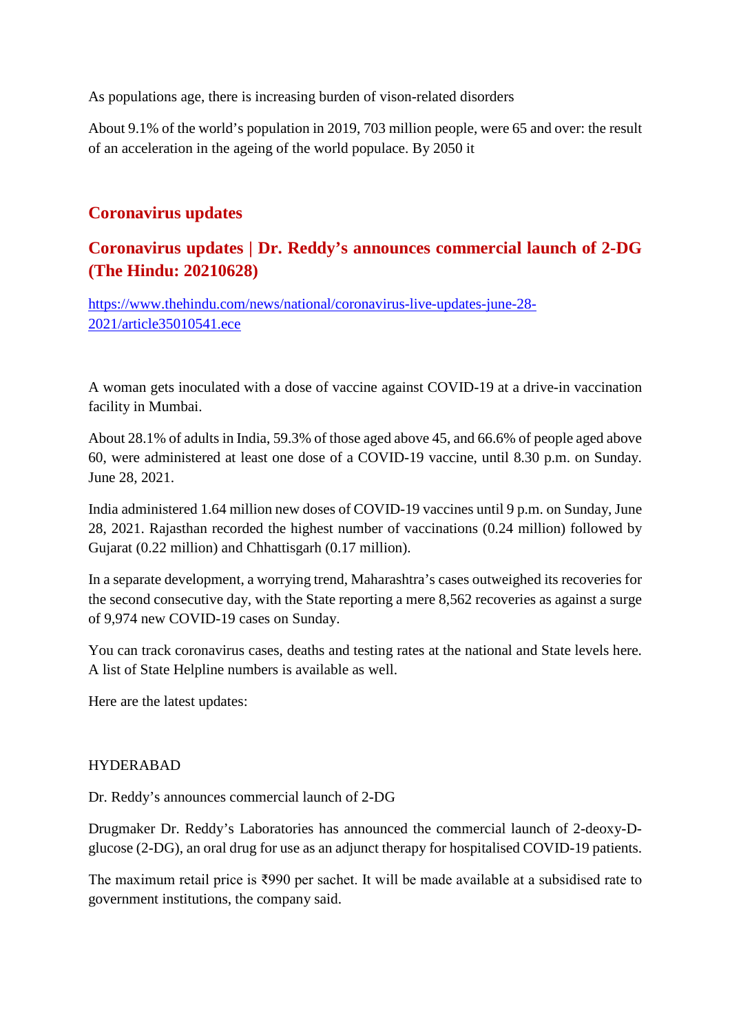As populations age, there is increasing burden of vison-related disorders

About 9.1% of the world's population in 2019, 703 million people, were 65 and over: the result of an acceleration in the ageing of the world populace. By 2050 it

## Coronavirus updates

## Coronavirus updates | Dr. Reddy's announces commercial launch of 2-DG (The Hindu: 20210628)

https://www.thehindu.com/news/national/coronavirus-live-updates-june-28-2021/article35010541.ece

A woman gets inoculated with a dose of vaccine against COVID-19 at a drive-in vaccination facility in Mumbai.

About 28.1% of adults in India, 59.3% of those aged above 45, and 66.6% of people aged above 60, were administered at least one dose of a COVID-19 vaccine, until 8.30 p.m. on Sunday. June 28, 2021.

India administered 1.64 million new doses of COVID-19 vaccines until 9 p.m. on Sunday, June 28, 2021. Rajasthan recorded the highest number of vaccinations (0.24 million) followed by Gujarat (0.22 million) and Chhattisgarh (0.17 million).

In a separate development, a worrying trend, Maharashtra's cases outweighed its recoveries for the second consecutive day, with the State reporting a mere 8,562 recoveries as against a surge of 9,974 new COVID-19 cases on Sunday.

You can track coronavirus cases, deaths and testing rates at the national and State levels here. A list of State Helpline numbers is available as well.

Here are the latest updates:

HYDERABAD

Dr. Reddy's announces commercial launch of 2-DG

Drugmaker Dr. Reddy's Laboratories has announced the commercial launch of 2-deoxy-D-glucose (2-DG), an oral drug for use as an adjunct therapy for hospitalised COVID-19 patients.

The maximum retail price is ₹990 per sachet. It will be made available at a subsidised rate to government institutions, the company said.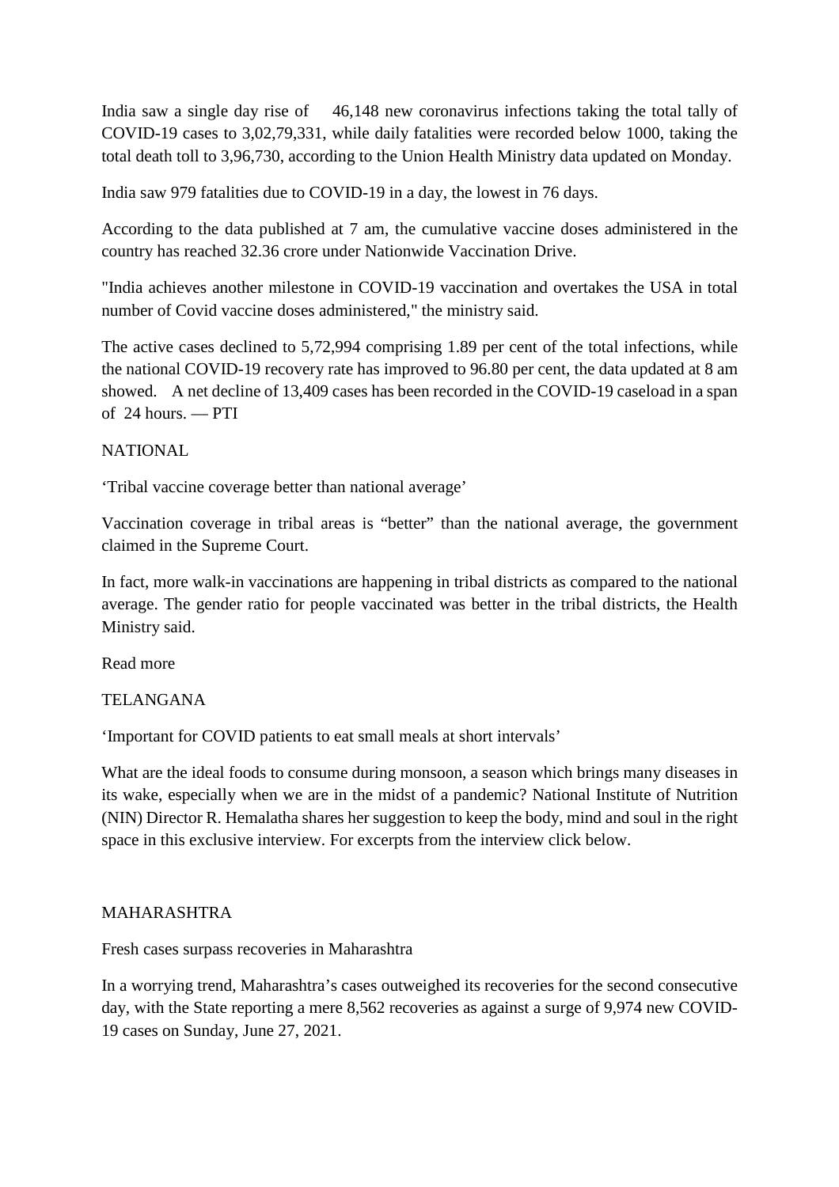India saw a single day rise of 46,148 new coronavirus infections taking the total tally of COVID-19 cases to 3,02,79,331, while daily fatalities were recorded below 1000, taking the total death toll to 3,96,730, according to the Union Health Ministry data updated on Monday.

India saw 979 fatalities due to COVID-19 in a day, the lowest in 76 days.

According to the data published at 7 am, the cumulative vaccine doses administered in the country has reached 32.36 crore under Nationwide Vaccination Drive.

"India achieves another milestone in COVID-19 vaccination and overtakes the USA in total number of Covid vaccine doses administered," the ministry said.

The active cases declined to 5,72,994 comprising 1.89 per cent of the total infections, while the national COVID-19 recovery rate has improved to 96.80 per cent, the data updated at 8 am showed. A net decline of 13,409 cases has been recorded in the COVID-19 caseload in a span of 24 hours. — PTI

NATIONAL

'Tribal vaccine coverage better than national average'

Vaccination coverage in tribal areas is "better" than the national average, the government claimed in the Supreme Court.

In fact, more walk-in vaccinations are happening in tribal districts as compared to the national average. The gender ratio for people vaccinated was better in the tribal districts, the Health Ministry said.

Read more

TELANGANA

'Important for COVID patients to eat small meals at short intervals'

What are the ideal foods to consume during monsoon, a season which brings many diseases in its wake, especially when we are in the midst of a pandemic? National Institute of Nutrition (NIN) Director R. Hemalatha shares her suggestion to keep the body, mind and soul in the right space in this exclusive interview. For excerpts from the interview click below.

MAHARASHTRA

Fresh cases surpass recoveries in Maharashtra

In a worrying trend, Maharashtra's cases outweighed its recoveries for the second consecutive day, with the State reporting a mere 8,562 recoveries as against a surge of 9,974 new COVID-19 cases on Sunday, June 27, 2021.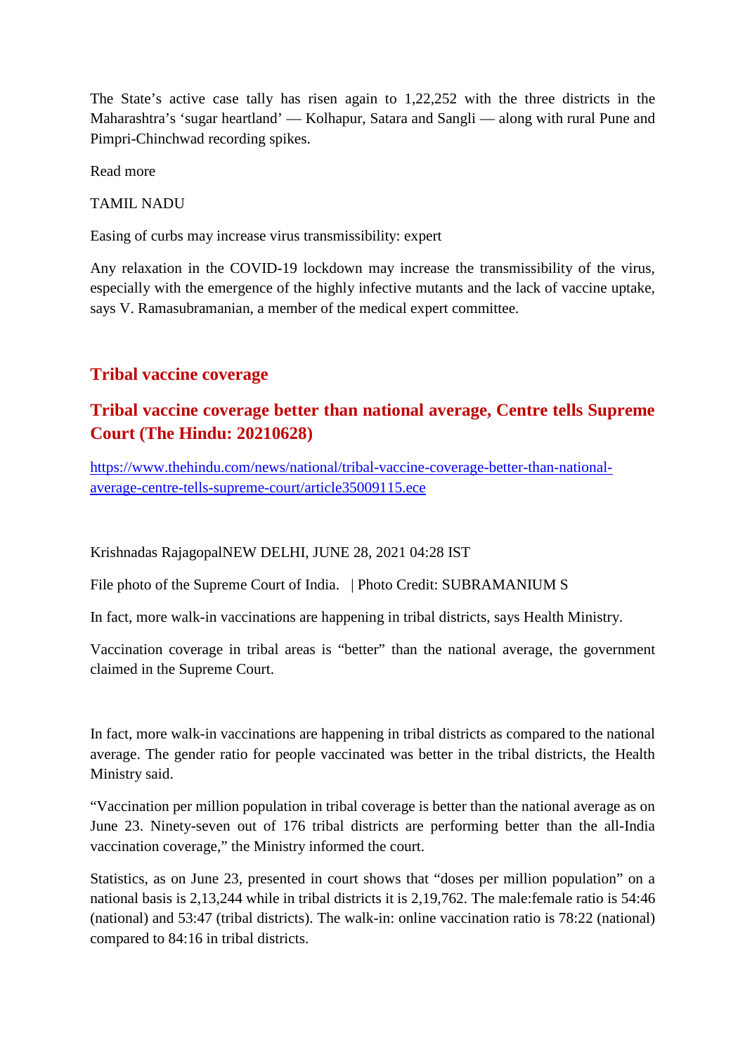The State's active case tally has risen again to 1,22,252 with the three districts in the Maharashtra's 'sugar heartland' — Kolhapur, Satara and Sangli — along with rural Pune and Pimpri-Chinchwad recording spikes.

Read more

TAMIL NADU

Easing of curbs may increase virus transmissibility: expert

Any relaxation in the COVID-19 lockdown may increase the transmissibility of the virus, especially with the emergence of the highly infective mutants and the lack of vaccine uptake, says V. Ramasubramanian, a member of the medical expert committee.

## Tribal vaccine coverage

## Tribal vaccine coverage better than national average, Centre tells Supreme Court (The Hindu: 20210628)

https://www.thehindu.com/news/national/tribal-vaccine-coverage-better-than-national-average-centre-tells-supreme-court/article35009115.ece

Krishnadas RajagopalNEW DELHI, JUNE 28, 2021 04:28 IST

File photo of the Supreme Court of India. | Photo Credit: SUBRAMANIUM S

In fact, more walk-in vaccinations are happening in tribal districts, says Health Ministry.

Vaccination coverage in tribal areas is "better" than the national average, the government claimed in the Supreme Court.

In fact, more walk-in vaccinations are happening in tribal districts as compared to the national average. The gender ratio for people vaccinated was better in the tribal districts, the Health Ministry said.

"Vaccination per million population in tribal coverage is better than the national average as on June 23. Ninety-seven out of 176 tribal districts are performing better than the all-India vaccination coverage," the Ministry informed the court.

Statistics, as on June 23, presented in court shows that "doses per million population" on a national basis is 2,13,244 while in tribal districts it is 2,19,762. The male:female ratio is 54:46 (national) and 53:47 (tribal districts). The walk-in: online vaccination ratio is 78:22 (national) compared to 84:16 in tribal districts.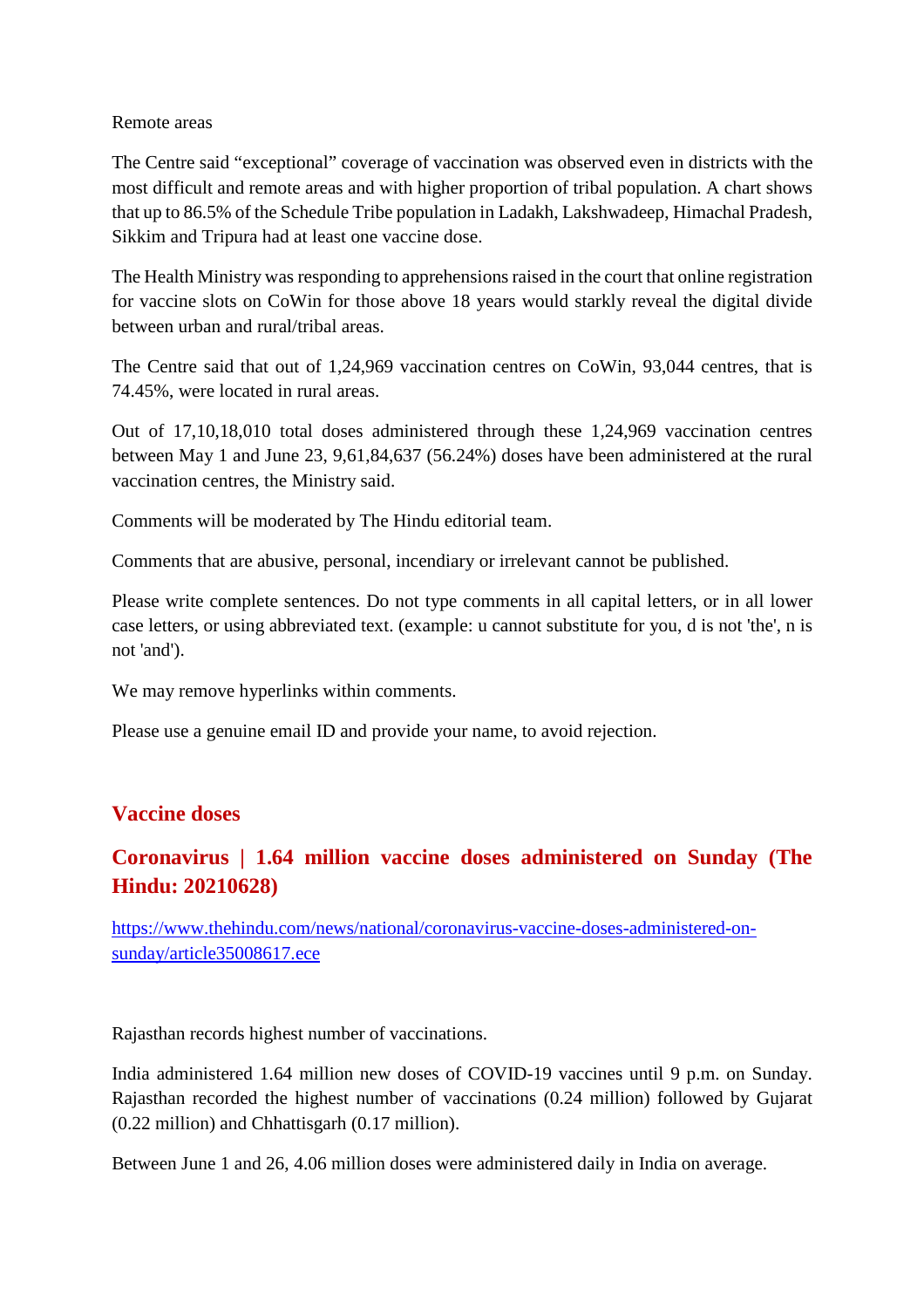Remote areas

The Centre said “exceptional” coverage of vaccination was observed even in districts with the most difficult and remote areas and with higher proportion of tribal population. A chart shows that up to 86.5% of the Schedule Tribe population in Ladakh, Lakshwadeep, Himachal Pradesh, Sikkim and Tripura had at least one vaccine dose.

The Health Ministry was responding to apprehensions raised in the court that online registration for vaccine slots on CoWin for those above 18 years would starkly reveal the digital divide between urban and rural/tribal areas.

The Centre said that out of 1,24,969 vaccination centres on CoWin, 93,044 centres, that is 74.45%, were located in rural areas.

Out of 17,10,18,010 total doses administered through these 1,24,969 vaccination centres between May 1 and June 23, 9,61,84,637 (56.24%) doses have been administered at the rural vaccination centres, the Ministry said.

Comments will be moderated by The Hindu editorial team.

Comments that are abusive, personal, incendiary or irrelevant cannot be published.

Please write complete sentences. Do not type comments in all capital letters, or in all lower case letters, or using abbreviated text. (example: u cannot substitute for you, d is not 'the', n is not 'and').

We may remove hyperlinks within comments.

Please use a genuine email ID and provide your name, to avoid rejection.

## Vaccine doses

## Coronavirus | 1.64 million vaccine doses administered on Sunday (The Hindu: 20210628)

https://www.thehindu.com/news/national/coronavirus-vaccine-doses-administered-on-sunday/article35008617.ece

Rajasthan records highest number of vaccinations.

India administered 1.64 million new doses of COVID-19 vaccines until 9 p.m. on Sunday. Rajasthan recorded the highest number of vaccinations (0.24 million) followed by Gujarat (0.22 million) and Chhattisgarh (0.17 million).

Between June 1 and 26, 4.06 million doses were administered daily in India on average.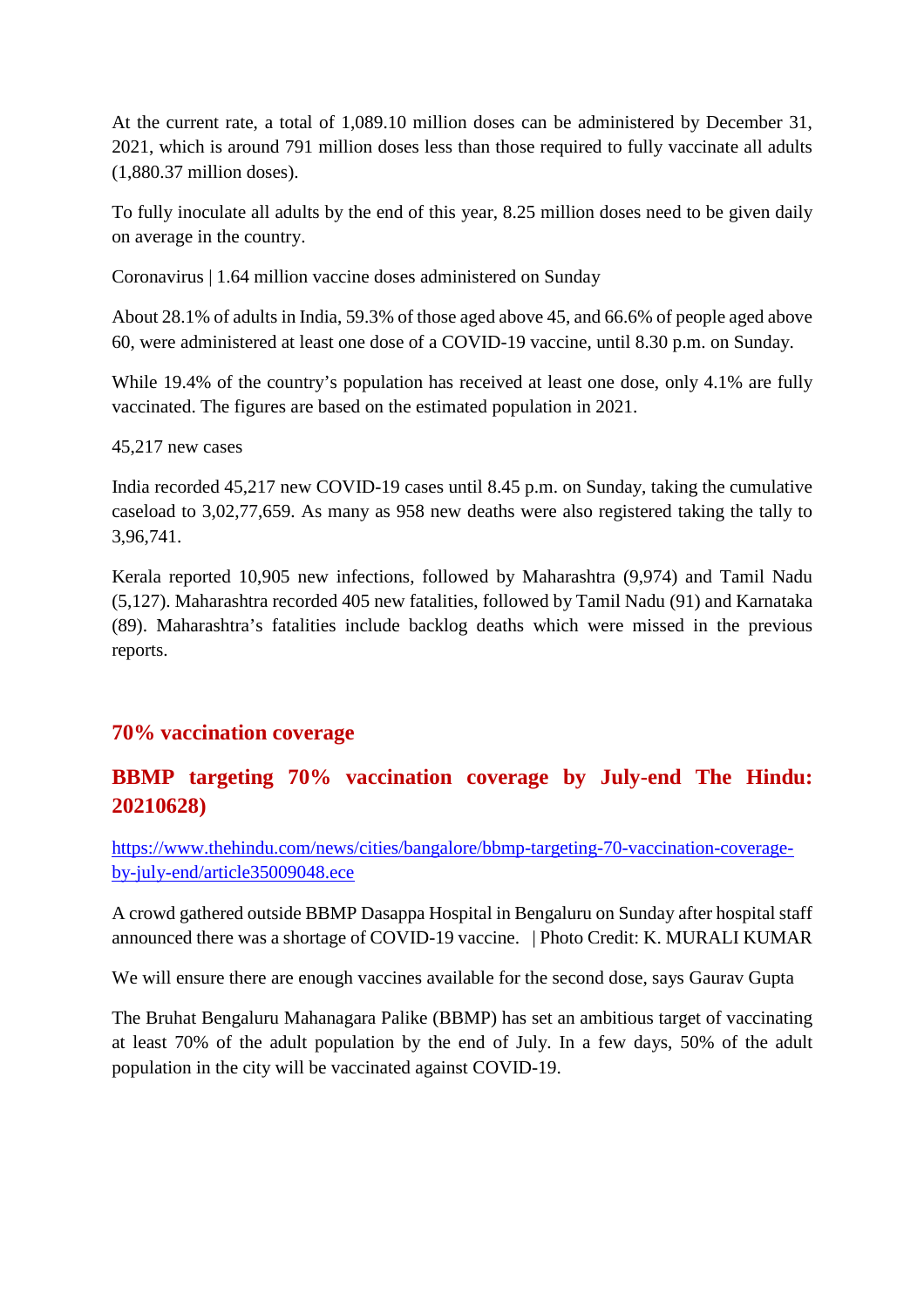At the current rate, a total of 1,089.10 million doses can be administered by December 31, 2021, which is around 791 million doses less than those required to fully vaccinate all adults (1,880.37 million doses).

To fully inoculate all adults by the end of this year, 8.25 million doses need to be given daily on average in the country.

Coronavirus | 1.64 million vaccine doses administered on Sunday

About 28.1% of adults in India, 59.3% of those aged above 45, and 66.6% of people aged above 60, were administered at least one dose of a COVID-19 vaccine, until 8.30 p.m. on Sunday.

While 19.4% of the country's population has received at least one dose, only 4.1% are fully vaccinated. The figures are based on the estimated population in 2021.

45,217 new cases

India recorded 45,217 new COVID-19 cases until 8.45 p.m. on Sunday, taking the cumulative caseload to 3,02,77,659. As many as 958 new deaths were also registered taking the tally to 3,96,741.

Kerala reported 10,905 new infections, followed by Maharashtra (9,974) and Tamil Nadu (5,127). Maharashtra recorded 405 new fatalities, followed by Tamil Nadu (91) and Karnataka (89). Maharashtra's fatalities include backlog deaths which were missed in the previous reports.

## 70% vaccination coverage

## BBMP targeting 70% vaccination coverage by July-end The Hindu: 20210628)

[https://www.thehindu.com/news/cities/bangalore/bbmp-targeting-70-vaccination-coverage-by-july-end/article35009048.ece](https://www.thehindu.com/news/cities/bangalore/bbmp-targeting-70-vaccination-coverage-by-july-end/article35009048.ece)

A crowd gathered outside BBMP Dasappa Hospital in Bengaluru on Sunday after hospital staff announced there was a shortage of COVID-19 vaccine. | Photo Credit: K. MURALI KUMAR

We will ensure there are enough vaccines available for the second dose, says Gaurav Gupta

The Bruhat Bengaluru Mahanagara Palike (BBMP) has set an ambitious target of vaccinating at least 70% of the adult population by the end of July. In a few days, 50% of the adult population in the city will be vaccinated against COVID-19.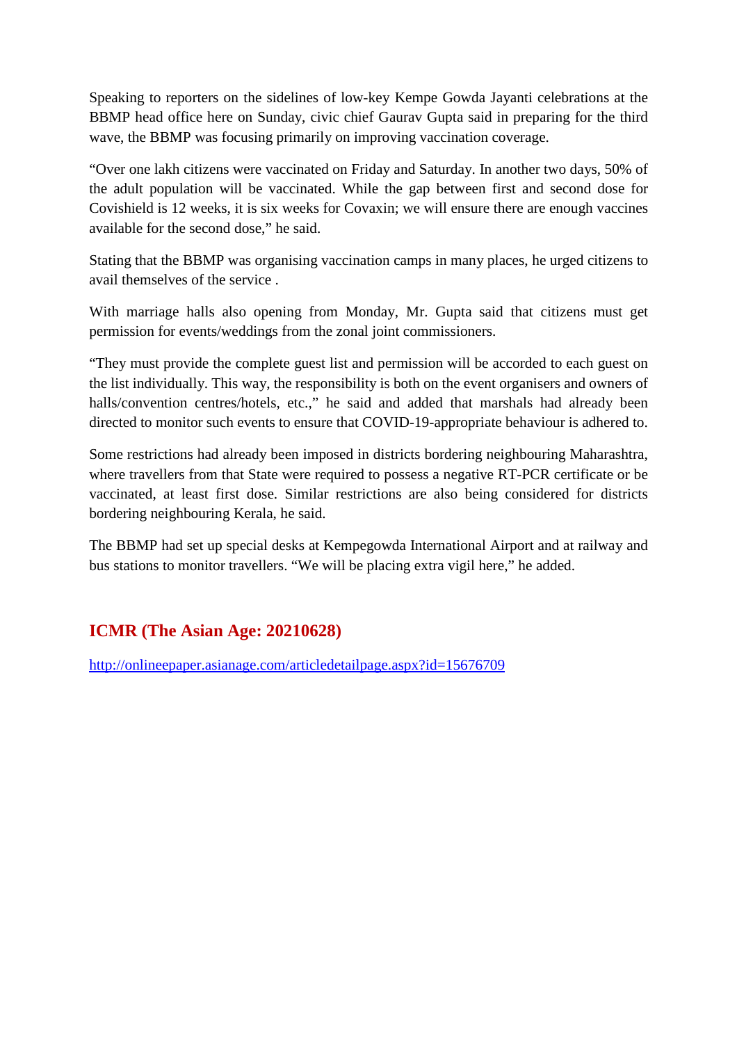Speaking to reporters on the sidelines of low-key Kempe Gowda Jayanti celebrations at the BBMP head office here on Sunday, civic chief Gaurav Gupta said in preparing for the third wave, the BBMP was focusing primarily on improving vaccination coverage.

"Over one lakh citizens were vaccinated on Friday and Saturday. In another two days, 50% of the adult population will be vaccinated. While the gap between first and second dose for Covishield is 12 weeks, it is six weeks for Covaxin; we will ensure there are enough vaccines available for the second dose," he said.

Stating that the BBMP was organising vaccination camps in many places, he urged citizens to avail themselves of the service .

With marriage halls also opening from Monday, Mr. Gupta said that citizens must get permission for events/weddings from the zonal joint commissioners.

"They must provide the complete guest list and permission will be accorded to each guest on the list individually. This way, the responsibility is both on the event organisers and owners of halls/convention centres/hotels, etc.," he said and added that marshals had already been directed to monitor such events to ensure that COVID-19-appropriate behaviour is adhered to.

Some restrictions had already been imposed in districts bordering neighbouring Maharashtra, where travellers from that State were required to possess a negative RT-PCR certificate or be vaccinated, at least first dose. Similar restrictions are also being considered for districts bordering neighbouring Kerala, he said.

The BBMP had set up special desks at Kempegowda International Airport and at railway and bus stations to monitor travellers. "We will be placing extra vigil here," he added.

## ICMR (The Asian Age: 20210628)

http://onlineepaper.asianage.com/articledetailpage.aspx?id=15676709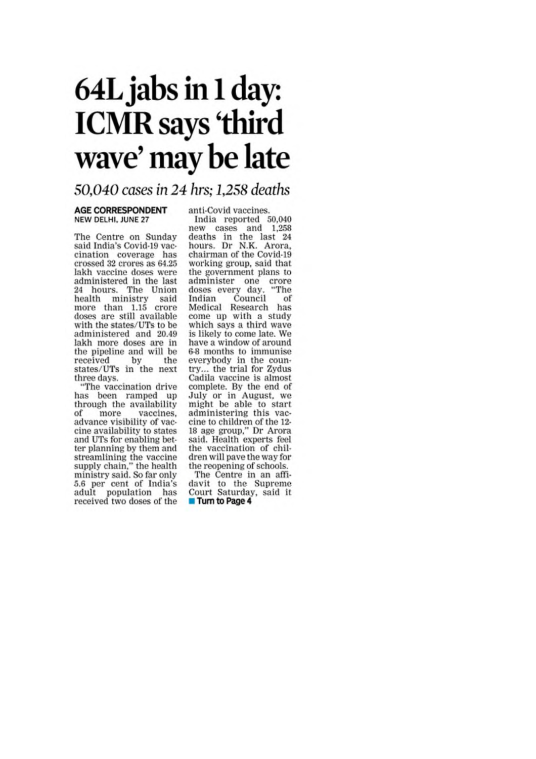# 64L jabs in 1 day: ICMR says 'third wave' may be late

*50,040 cases in 24 hrs; 1,258 deaths*

**AGE CORRESPONDENT**
**NEW DELHI, JUNE 27**

The Centre on Sunday said India's Covid-19 vaccination coverage has crossed 32 crores as 64.25 lakh vaccine doses were administered in the last 24 hours. The Union health ministry said more than 1.15 crore doses are still available with the states/UTs to be administered and 20.49 lakh more doses are in the pipeline and will be received by the states/UTs in the next three days.

"The vaccination drive has been ramped up through the availability of more vaccines, advance visibility of vaccine availability to states and UTs for enabling better planning by them and streamlining the vaccine supply chain," the health ministry said. So far only 5.6 per cent of India's adult population has received two doses of the anti-Covid vaccines.

India reported 50,040 new cases and 1,258 deaths in the last 24 hours. Dr N.K. Arora, chairman of the Covid-19 working group, said that the government plans to administer one crore doses every day. "The Indian Council of Medical Research has come up with a study which says a third wave is likely to come late. We have a window of around 6-8 months to immunise everybody in the country... the trial for Zydus Cadila vaccine is almost complete. By the end of July or in August, we might be able to start administering this vaccine to children of the 12-18 age group," Dr Arora said. Health experts feel the vaccination of children will pave the way for the reopening of schools.

The Centre in an affidavit to the Supreme Court Saturday, said it

**Turn to Page 4**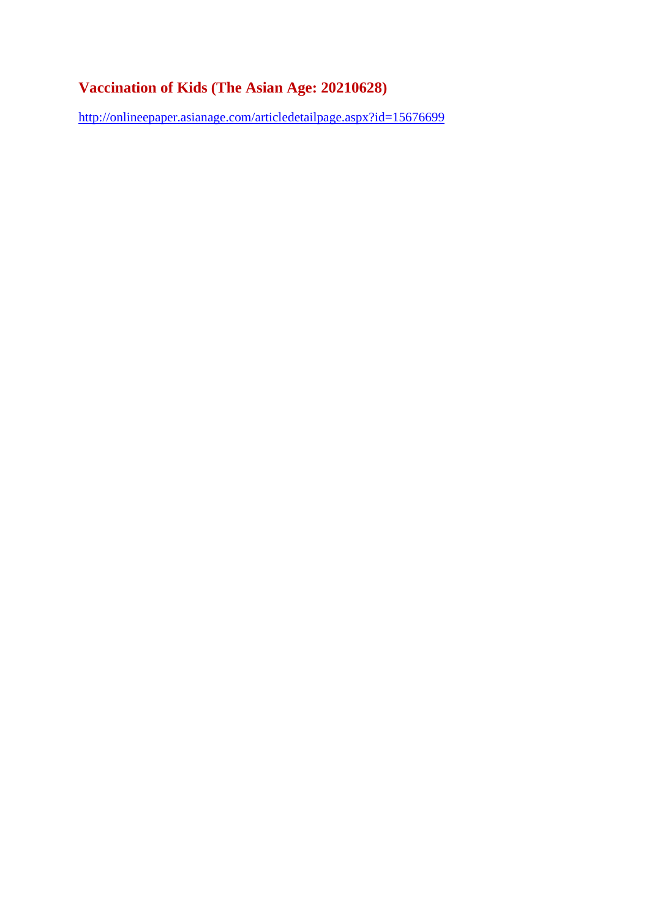## Vaccination of Kids (The Asian Age: 20210628)

http://onlineepaper.asianage.com/articledetailpage.aspx?id=15676699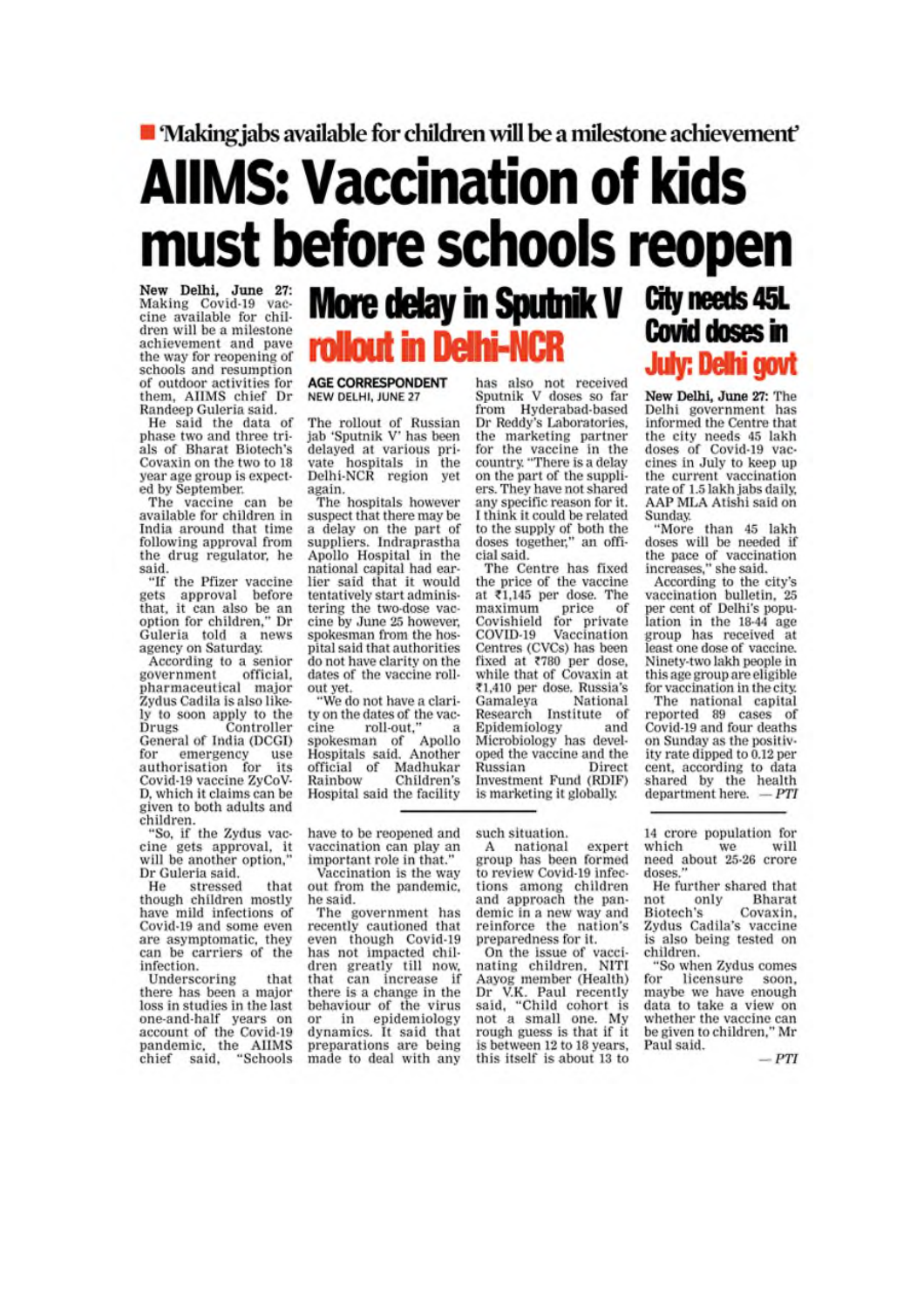■ 'Making jabs available for children will be a milestone achievement'

# AIIMS: Vaccination of kids must before schools reopen

**New Delhi, June 27:** Making Covid-19 vaccine available for children will be a milestone achievement and pave the way for reopening of schools and resumption of outdoor activities for them, AIIMS chief Dr Randeep Guleria said.

He said the data of phase two and three trials of Bharat Biotech's Covaxin on the two to 18 year age group is expected by September.

The vaccine can be available for children in India around that time following approval from the drug regulator, he said.

"If the Pfizer vaccine gets approval before that, it can also be an option for children," Dr Guleria told a news agency on Saturday.

According to a senior government official, pharmaceutical major Zydus Cadila is also likely to soon apply to the Drugs Controller General of India (DCGI) for emergency use authorisation for its Covid-19 vaccine ZyCoV-D, which it claims can be given to both adults and children.

"So, if the Zydus vaccine gets approval, it will be another option," Dr Guleria said.

He stressed that though children mostly have mild infections of Covid-19 and some even are asymptomatic, they can be carriers of the infection.

Underscoring that there has been a major loss in studies in the last one-and-half years on account of the Covid-19 pandemic, the AIIMS chief said, "Schools have to be reopened and vaccination can play an important role in that."

Vaccination is the way out from the pandemic, he said.

The government has recently cautioned that even though Covid-19 has not impacted children greatly till now, that can increase if there is a change in the behaviour of the virus or in epidemiology dynamics. It said that preparations are being made to deal with any such situation.

A national expert group has been formed to review Covid-19 infections among children and approach the pandemic in a new way and reinforce the nation's preparedness for it.

On the issue of vaccinating children, NITI Aayog member (Health) Dr V.K. Paul recently said, "Child cohort is not a small one. My rough guess is that if it is between 12 to 18 years, this itself is about 13 to 14 crore population for which we will need about 25-26 crore doses."

He further shared that not only Bharat Biotech's Covaxin, Zydus Cadila's vaccine is also being tested on children.

"So when Zydus comes for licensure soon, maybe we have enough data to take a view on whether the vaccine can be given to children," Mr Paul said.

*— PTI*

## More delay in Sputnik V rollout in Delhi-NCR

**AGE CORRESPONDENT**
NEW DELHI, JUNE 27

The rollout of Russian jab 'Sputnik V' has been delayed at various private hospitals in the Delhi-NCR region yet again.

The hospitals however suspect that there may be a delay on the part of suppliers. Indraprastha Apollo Hospital in the national capital had earlier said that it would tentatively start administering the two-dose vaccine by June 25 however, spokesman from the hospital said that authorities do not have clarity on the dates of the vaccine rollout yet.

"We do not have a clarity on the dates of the vaccine roll-out," a spokesman of Apollo Hospitals said. Another official of Madhukar Rainbow Children's Hospital said the facility has also not received Sputnik V doses so far from Hyderabad-based Dr Reddy's Laboratories, the marketing partner for the vaccine in the country. "There is a delay on the part of the suppliers. They have not shared any specific reason for it. I think it could be related to the supply of both the doses together," an official said.

The Centre has fixed the price of the vaccine at ₹1,145 per dose. The maximum price of Covishield for private COVID-19 Vaccination Centres (CVCs) has been fixed at ₹780 per dose, while that of Covaxin at ₹1,410 per dose. Russia's Gamaleya National Research Institute of Epidemiology and Microbiology has developed the vaccine and the Russian Direct Investment Fund (RDIF) is marketing it globally.

## City needs 45L Covid doses in July: Delhi govt

**New Delhi, June 27:** The Delhi government has informed the Centre that the city needs 45 lakh doses of Covid-19 vaccines in July to keep up the current vaccination rate of 1.5 lakh jabs daily, AAP MLA Atishi said on Sunday.

"More than 45 lakh doses will be needed if the pace of vaccination increases," she said.

According to the city's vaccination bulletin, 25 per cent of Delhi's population in the 18-44 age group has received at least one dose of vaccine. Ninety-two lakh people in this age group are eligible for vaccination in the city.

The national capital reported 89 cases of Covid-19 and four deaths on Sunday as the positivity rate dipped to 0.12 per cent, according to data shared by the health department here. *— PTI*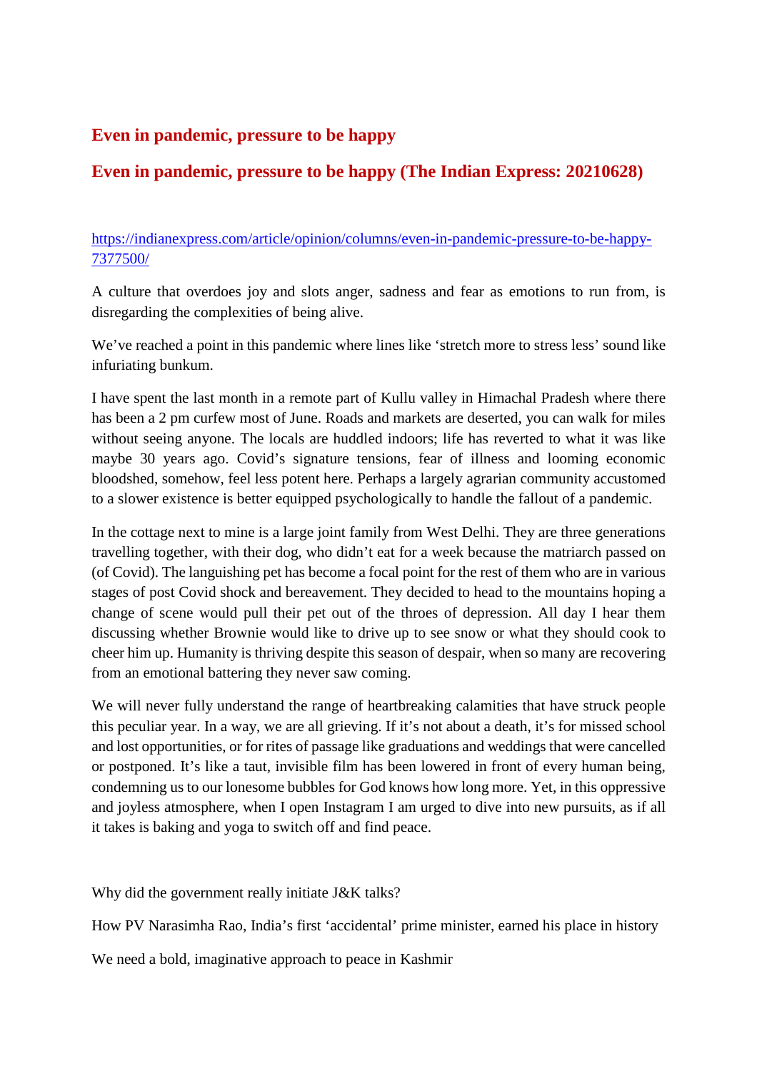## Even in pandemic, pressure to be happy

## Even in pandemic, pressure to be happy (The Indian Express: 20210628)

https://indianexpress.com/article/opinion/columns/even-in-pandemic-pressure-to-be-happy-7377500/

A culture that overdoes joy and slots anger, sadness and fear as emotions to run from, is disregarding the complexities of being alive.

We've reached a point in this pandemic where lines like 'stretch more to stress less' sound like infuriating bunkum.

I have spent the last month in a remote part of Kullu valley in Himachal Pradesh where there has been a 2 pm curfew most of June. Roads and markets are deserted, you can walk for miles without seeing anyone. The locals are huddled indoors; life has reverted to what it was like maybe 30 years ago. Covid's signature tensions, fear of illness and looming economic bloodshed, somehow, feel less potent here. Perhaps a largely agrarian community accustomed to a slower existence is better equipped psychologically to handle the fallout of a pandemic.

In the cottage next to mine is a large joint family from West Delhi. They are three generations travelling together, with their dog, who didn't eat for a week because the matriarch passed on (of Covid). The languishing pet has become a focal point for the rest of them who are in various stages of post Covid shock and bereavement. They decided to head to the mountains hoping a change of scene would pull their pet out of the throes of depression. All day I hear them discussing whether Brownie would like to drive up to see snow or what they should cook to cheer him up. Humanity is thriving despite this season of despair, when so many are recovering from an emotional battering they never saw coming.

We will never fully understand the range of heartbreaking calamities that have struck people this peculiar year. In a way, we are all grieving. If it's not about a death, it's for missed school and lost opportunities, or for rites of passage like graduations and weddings that were cancelled or postponed. It's like a taut, invisible film has been lowered in front of every human being, condemning us to our lonesome bubbles for God knows how long more. Yet, in this oppressive and joyless atmosphere, when I open Instagram I am urged to dive into new pursuits, as if all it takes is baking and yoga to switch off and find peace.

Why did the government really initiate J&K talks?

How PV Narasimha Rao, India's first 'accidental' prime minister, earned his place in history

We need a bold, imaginative approach to peace in Kashmir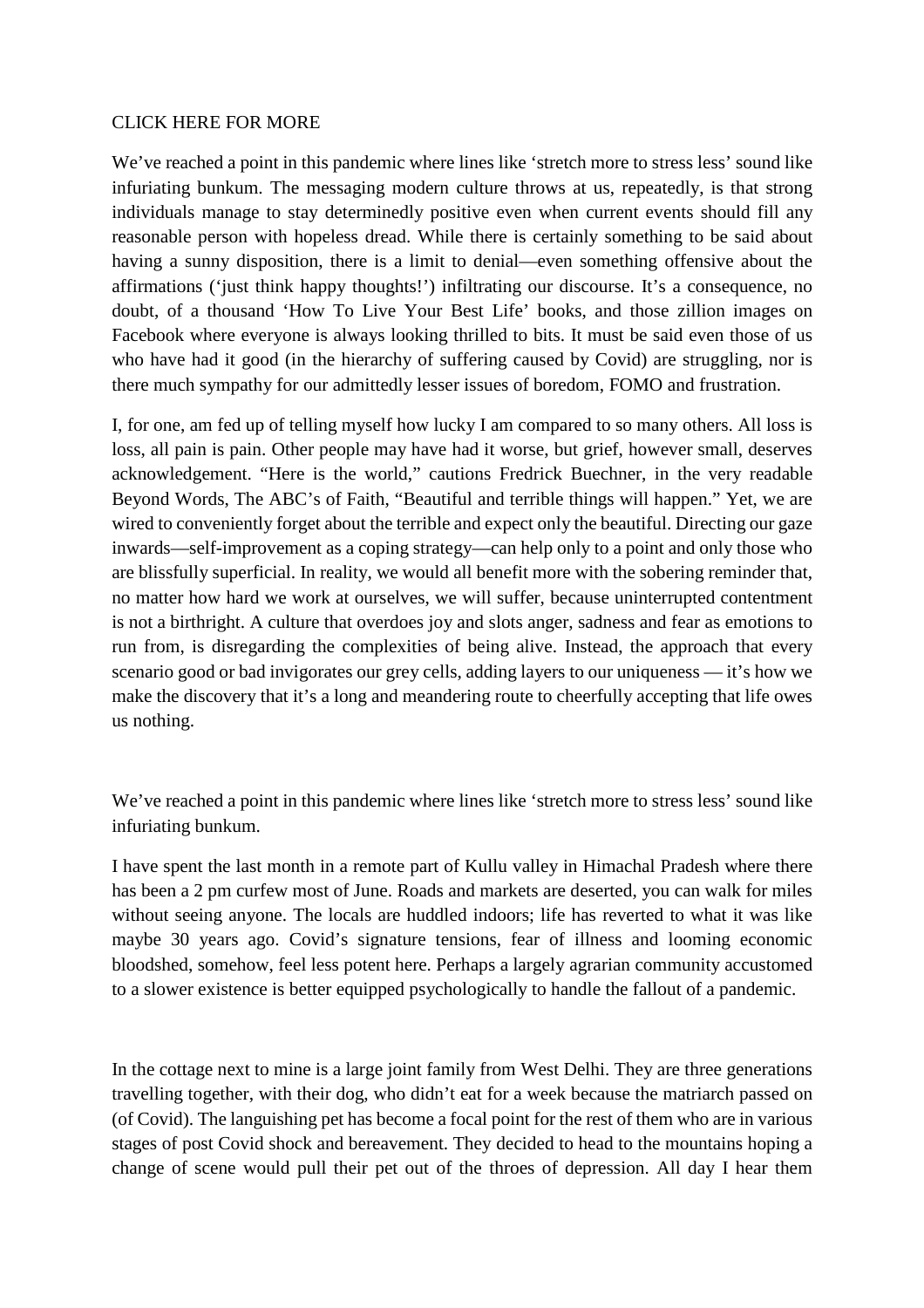CLICK HERE FOR MORE

We've reached a point in this pandemic where lines like 'stretch more to stress less' sound like infuriating bunkum. The messaging modern culture throws at us, repeatedly, is that strong individuals manage to stay determinedly positive even when current events should fill any reasonable person with hopeless dread. While there is certainly something to be said about having a sunny disposition, there is a limit to denial—even something offensive about the affirmations ('just think happy thoughts!') infiltrating our discourse. It's a consequence, no doubt, of a thousand 'How To Live Your Best Life' books, and those zillion images on Facebook where everyone is always looking thrilled to bits. It must be said even those of us who have had it good (in the hierarchy of suffering caused by Covid) are struggling, nor is there much sympathy for our admittedly lesser issues of boredom, FOMO and frustration.

I, for one, am fed up of telling myself how lucky I am compared to so many others. All loss is loss, all pain is pain. Other people may have had it worse, but grief, however small, deserves acknowledgement. "Here is the world," cautions Fredrick Buechner, in the very readable Beyond Words, The ABC's of Faith, "Beautiful and terrible things will happen." Yet, we are wired to conveniently forget about the terrible and expect only the beautiful. Directing our gaze inwards—self-improvement as a coping strategy—can help only to a point and only those who are blissfully superficial. In reality, we would all benefit more with the sobering reminder that, no matter how hard we work at ourselves, we will suffer, because uninterrupted contentment is not a birthright. A culture that overdoes joy and slots anger, sadness and fear as emotions to run from, is disregarding the complexities of being alive. Instead, the approach that every scenario good or bad invigorates our grey cells, adding layers to our uniqueness — it's how we make the discovery that it's a long and meandering route to cheerfully accepting that life owes us nothing.

We've reached a point in this pandemic where lines like 'stretch more to stress less' sound like infuriating bunkum.

I have spent the last month in a remote part of Kullu valley in Himachal Pradesh where there has been a 2 pm curfew most of June. Roads and markets are deserted, you can walk for miles without seeing anyone. The locals are huddled indoors; life has reverted to what it was like maybe 30 years ago. Covid's signature tensions, fear of illness and looming economic bloodshed, somehow, feel less potent here. Perhaps a largely agrarian community accustomed to a slower existence is better equipped psychologically to handle the fallout of a pandemic.

In the cottage next to mine is a large joint family from West Delhi. They are three generations travelling together, with their dog, who didn't eat for a week because the matriarch passed on (of Covid). The languishing pet has become a focal point for the rest of them who are in various stages of post Covid shock and bereavement. They decided to head to the mountains hoping a change of scene would pull their pet out of the throes of depression. All day I hear them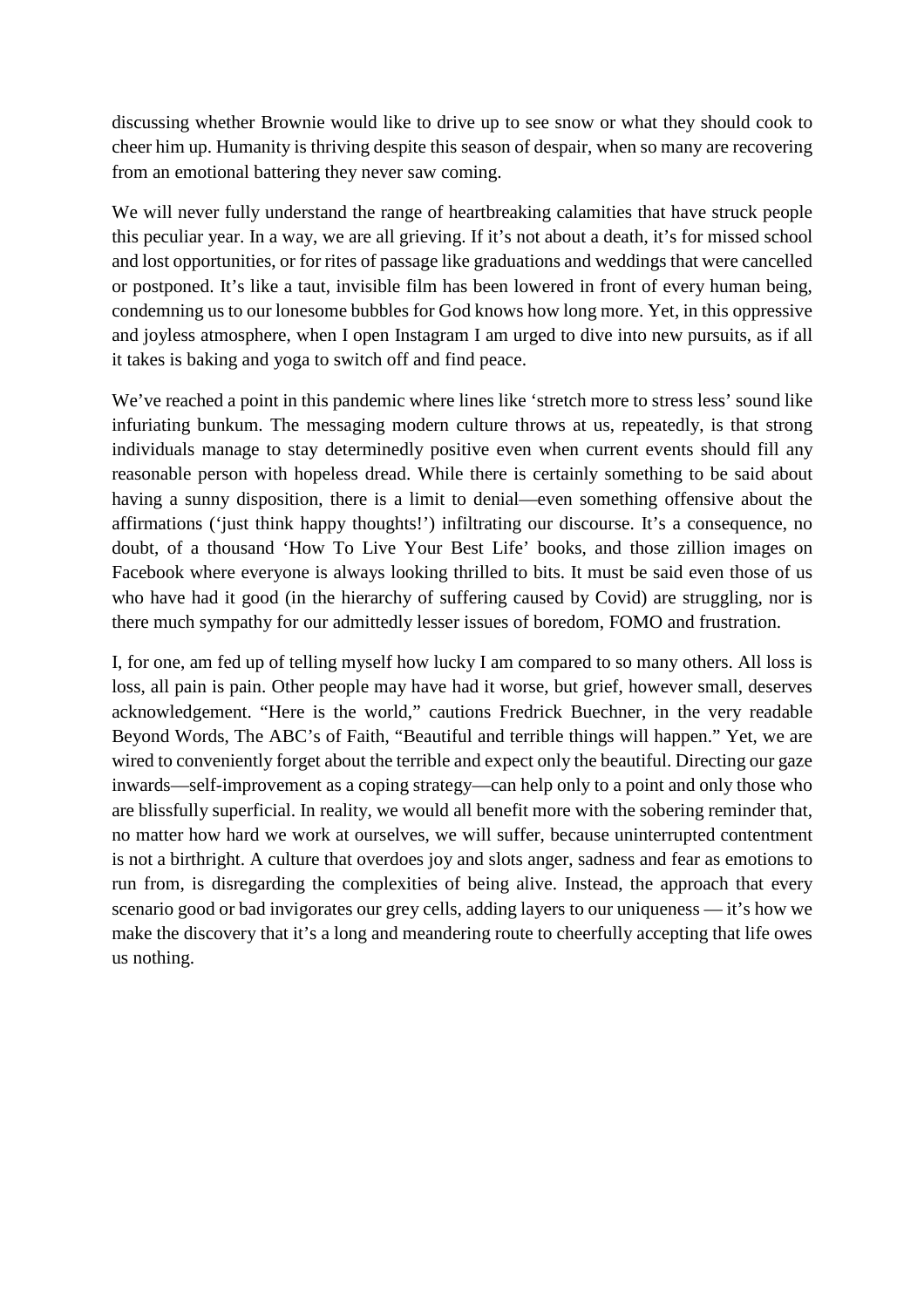discussing whether Brownie would like to drive up to see snow or what they should cook to cheer him up. Humanity is thriving despite this season of despair, when so many are recovering from an emotional battering they never saw coming.

We will never fully understand the range of heartbreaking calamities that have struck people this peculiar year. In a way, we are all grieving. If it's not about a death, it's for missed school and lost opportunities, or for rites of passage like graduations and weddings that were cancelled or postponed. It's like a taut, invisible film has been lowered in front of every human being, condemning us to our lonesome bubbles for God knows how long more. Yet, in this oppressive and joyless atmosphere, when I open Instagram I am urged to dive into new pursuits, as if all it takes is baking and yoga to switch off and find peace.

We've reached a point in this pandemic where lines like 'stretch more to stress less' sound like infuriating bunkum. The messaging modern culture throws at us, repeatedly, is that strong individuals manage to stay determinedly positive even when current events should fill any reasonable person with hopeless dread. While there is certainly something to be said about having a sunny disposition, there is a limit to denial—even something offensive about the affirmations ('just think happy thoughts!') infiltrating our discourse. It's a consequence, no doubt, of a thousand 'How To Live Your Best Life' books, and those zillion images on Facebook where everyone is always looking thrilled to bits. It must be said even those of us who have had it good (in the hierarchy of suffering caused by Covid) are struggling, nor is there much sympathy for our admittedly lesser issues of boredom, FOMO and frustration.

I, for one, am fed up of telling myself how lucky I am compared to so many others. All loss is loss, all pain is pain. Other people may have had it worse, but grief, however small, deserves acknowledgement. "Here is the world," cautions Fredrick Buechner, in the very readable Beyond Words, The ABC's of Faith, "Beautiful and terrible things will happen." Yet, we are wired to conveniently forget about the terrible and expect only the beautiful. Directing our gaze inwards—self-improvement as a coping strategy—can help only to a point and only those who are blissfully superficial. In reality, we would all benefit more with the sobering reminder that, no matter how hard we work at ourselves, we will suffer, because uninterrupted contentment is not a birthright. A culture that overdoes joy and slots anger, sadness and fear as emotions to run from, is disregarding the complexities of being alive. Instead, the approach that every scenario good or bad invigorates our grey cells, adding layers to our uniqueness — it's how we make the discovery that it's a long and meandering route to cheerfully accepting that life owes us nothing.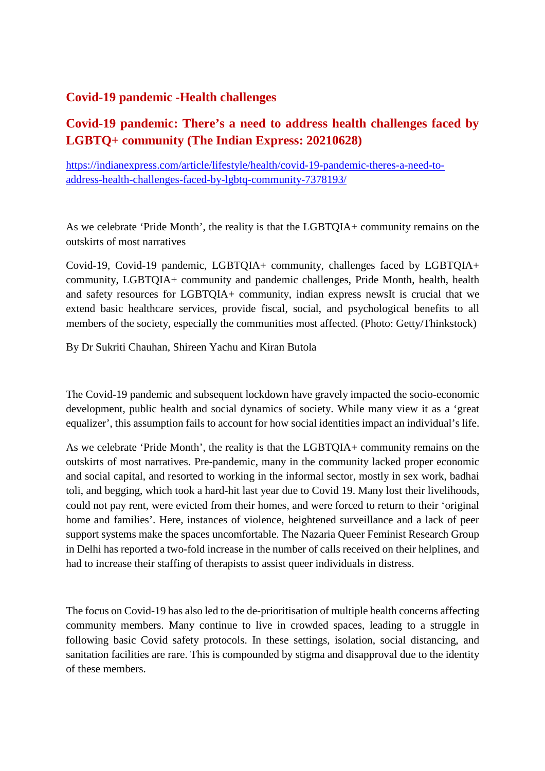## Covid-19 pandemic -Health challenges

## Covid-19 pandemic: There's a need to address health challenges faced by LGBTQ+ community (The Indian Express: 20210628)

https://indianexpress.com/article/lifestyle/health/covid-19-pandemic-theres-a-need-to-address-health-challenges-faced-by-lgbtq-community-7378193/

As we celebrate 'Pride Month', the reality is that the LGBTQIA+ community remains on the outskirts of most narratives

Covid-19, Covid-19 pandemic, LGBTQIA+ community, challenges faced by LGBTQIA+ community, LGBTQIA+ community and pandemic challenges, Pride Month, health, health and safety resources for LGBTQIA+ community, indian express newsIt is crucial that we extend basic healthcare services, provide fiscal, social, and psychological benefits to all members of the society, especially the communities most affected. (Photo: Getty/Thinkstock)

By Dr Sukriti Chauhan, Shireen Yachu and Kiran Butola

The Covid-19 pandemic and subsequent lockdown have gravely impacted the socio-economic development, public health and social dynamics of society. While many view it as a 'great equalizer', this assumption fails to account for how social identities impact an individual's life.

As we celebrate 'Pride Month', the reality is that the LGBTQIA+ community remains on the outskirts of most narratives. Pre-pandemic, many in the community lacked proper economic and social capital, and resorted to working in the informal sector, mostly in sex work, badhai toli, and begging, which took a hard-hit last year due to Covid 19. Many lost their livelihoods, could not pay rent, were evicted from their homes, and were forced to return to their 'original home and families'. Here, instances of violence, heightened surveillance and a lack of peer support systems make the spaces uncomfortable. The Nazaria Queer Feminist Research Group in Delhi has reported a two-fold increase in the number of calls received on their helplines, and had to increase their staffing of therapists to assist queer individuals in distress.

The focus on Covid-19 has also led to the de-prioritisation of multiple health concerns affecting community members. Many continue to live in crowded spaces, leading to a struggle in following basic Covid safety protocols. In these settings, isolation, social distancing, and sanitation facilities are rare. This is compounded by stigma and disapproval due to the identity of these members.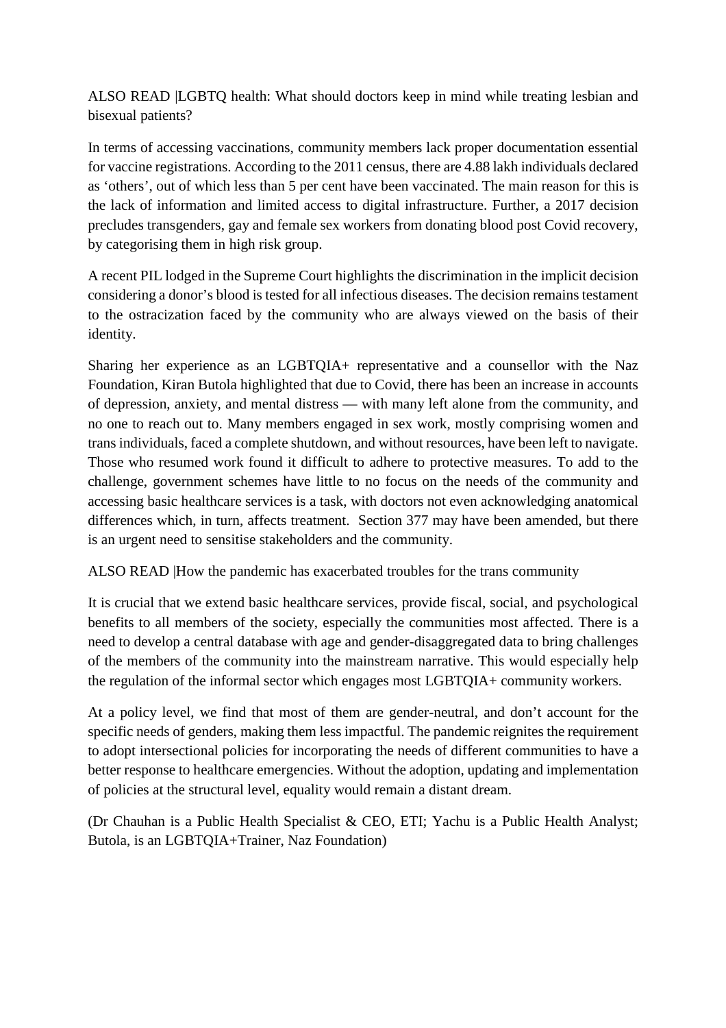ALSO READ |LGBTQ health: What should doctors keep in mind while treating lesbian and bisexual patients?

In terms of accessing vaccinations, community members lack proper documentation essential for vaccine registrations. According to the 2011 census, there are 4.88 lakh individuals declared as 'others', out of which less than 5 per cent have been vaccinated. The main reason for this is the lack of information and limited access to digital infrastructure. Further, a 2017 decision precludes transgenders, gay and female sex workers from donating blood post Covid recovery, by categorising them in high risk group.

A recent PIL lodged in the Supreme Court highlights the discrimination in the implicit decision considering a donor's blood is tested for all infectious diseases. The decision remains testament to the ostracization faced by the community who are always viewed on the basis of their identity.

Sharing her experience as an LGBTQIA+ representative and a counsellor with the Naz Foundation, Kiran Butola highlighted that due to Covid, there has been an increase in accounts of depression, anxiety, and mental distress — with many left alone from the community, and no one to reach out to. Many members engaged in sex work, mostly comprising women and trans individuals, faced a complete shutdown, and without resources, have been left to navigate. Those who resumed work found it difficult to adhere to protective measures. To add to the challenge, government schemes have little to no focus on the needs of the community and accessing basic healthcare services is a task, with doctors not even acknowledging anatomical differences which, in turn, affects treatment. Section 377 may have been amended, but there is an urgent need to sensitise stakeholders and the community.

ALSO READ |How the pandemic has exacerbated troubles for the trans community

It is crucial that we extend basic healthcare services, provide fiscal, social, and psychological benefits to all members of the society, especially the communities most affected. There is a need to develop a central database with age and gender-disaggregated data to bring challenges of the members of the community into the mainstream narrative. This would especially help the regulation of the informal sector which engages most LGBTQIA+ community workers.

At a policy level, we find that most of them are gender-neutral, and don't account for the specific needs of genders, making them less impactful. The pandemic reignites the requirement to adopt intersectional policies for incorporating the needs of different communities to have a better response to healthcare emergencies. Without the adoption, updating and implementation of policies at the structural level, equality would remain a distant dream.

(Dr Chauhan is a Public Health Specialist & CEO, ETI; Yachu is a Public Health Analyst; Butola, is an LGBTQIA+Trainer, Naz Foundation)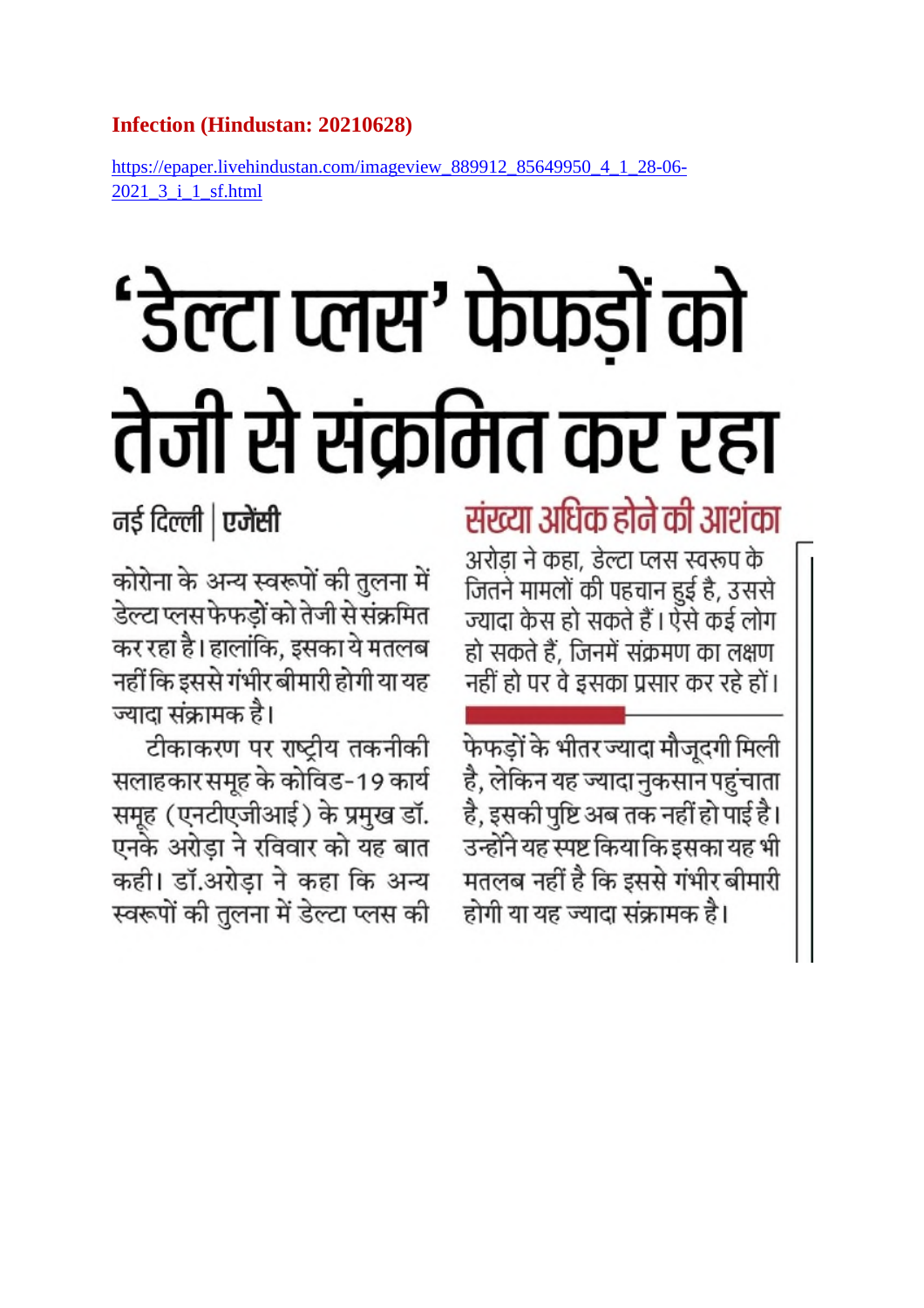**Infection (Hindustan: 20210628)**

https://epaper.livehindustan.com/imageview_889912_85649950_4_1_28-06-2021_3_i_1_sf.html

# 'डेल्टा प्लस' फेफड़ों को तेजी से संक्रमित कर रहा

नई दिल्ली | एजेंसी

कोरोना के अन्य स्वरूपों की तुलना में डेल्टा प्लस फेफड़ों को तेजी से संक्रमित कर रहा है। हालांकि, इसका ये मतलब नहीं कि इससे गंभीर बीमारी होगी या यह ज्यादा संक्रामक है।

टीकाकरण पर राष्ट्रीय तकनीकी सलाहकार समूह के कोविड-19 कार्य समूह (एनटीएजीआई) के प्रमुख डॉ. एनके अरोड़ा ने रविवार को यह बात कही। डॉ.अरोड़ा ने कहा कि अन्य स्वरूपों की तुलना में डेल्टा प्लस की फेफड़ों के भीतर ज्यादा मौजूदगी मिली है, लेकिन यह ज्यादा नुकसान पहुंचाता है, इसकी पुष्टि अब तक नहीं हो पाई है। उन्होंने यह स्पष्ट किया कि इसका यह भी मतलब नहीं है कि इससे गंभीर बीमारी होगी या यह ज्यादा संक्रामक है।

## संख्या अधिक होने की आशंका

अरोड़ा ने कहा, डेल्टा प्लस स्वरूप के जितने मामलों की पहचान हुई है, उससे ज्यादा केस हो सकते हैं। ऐसे कई लोग हो सकते हैं, जिनमें संक्रमण का लक्षण नहीं हो पर वे इसका प्रसार कर रहे हों।